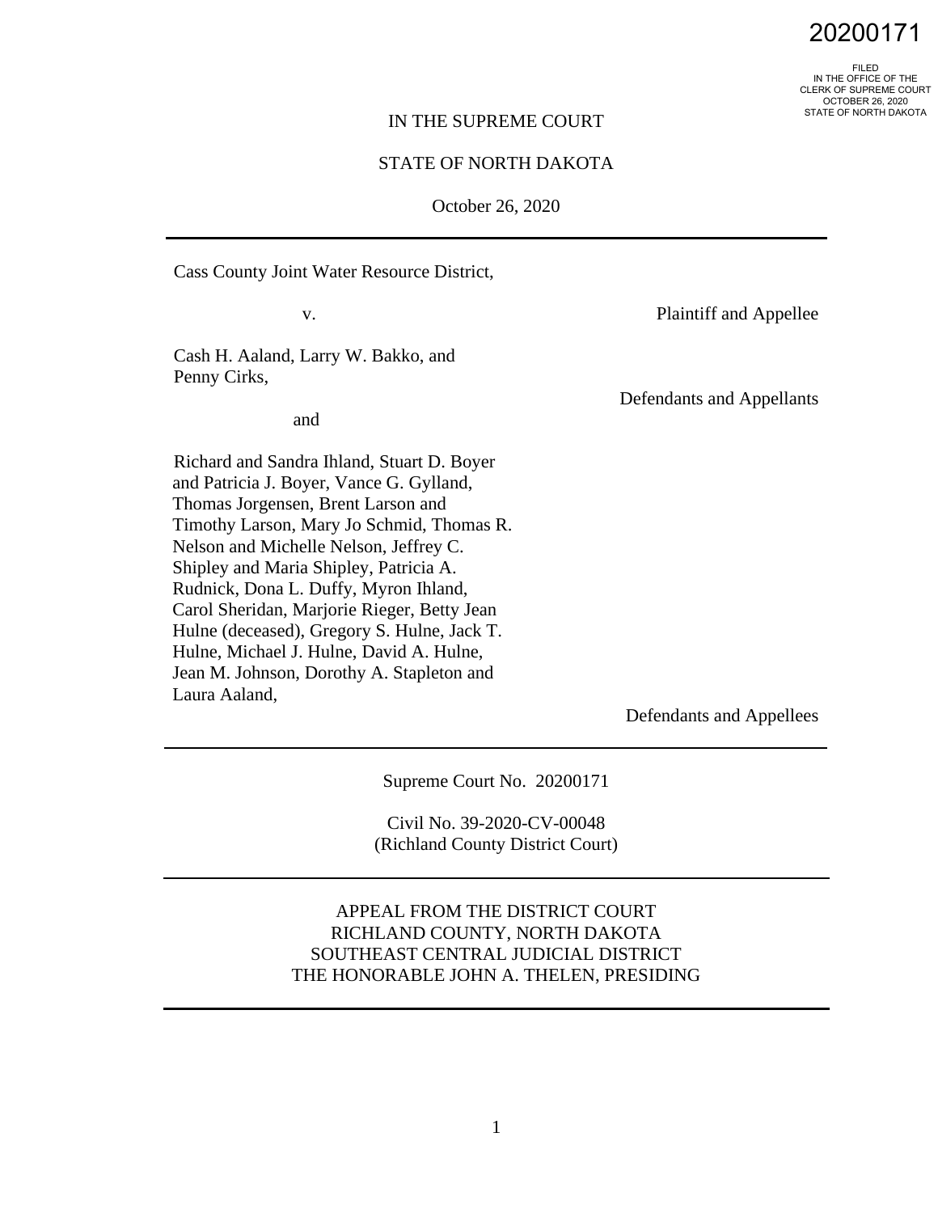20200171

FILED
IN THE OFFICE OF THE
CLERK OF SUPREME COURT
OCTOBER 26, 2020
STATE OF NORTH DAKOTA

IN THE SUPREME COURT

STATE OF NORTH DAKOTA

October 26, 2020

---

Cass County Joint Water Resource District,

Plaintiff and Appellee

v.

Cash H. Aaland, Larry W. Bakko, and Penny Cirks,

Defendants and Appellants

and

Richard and Sandra Ihland, Stuart D. Boyer and Patricia J. Boyer, Vance G. Gylland, Thomas Jorgensen, Brent Larson and Timothy Larson, Mary Jo Schmid, Thomas R. Nelson and Michelle Nelson, Jeffrey C. Shipley and Maria Shipley, Patricia A. Rudnick, Dona L. Duffy, Myron Ihland, Carol Sheridan, Marjorie Rieger, Betty Jean Hulne (deceased), Gregory S. Hulne, Jack T. Hulne, Michael J. Hulne, David A. Hulne, Jean M. Johnson, Dorothy A. Stapleton and Laura Aaland,

Defendants and Appellees

---

Supreme Court No. 20200171

Civil No. 39-2020-CV-00048
(Richland County District Court)

---

APPEAL FROM THE DISTRICT COURT
RICHLAND COUNTY, NORTH DAKOTA
SOUTHEAST CENTRAL JUDICIAL DISTRICT
THE HONORABLE JOHN A. THELEN, PRESIDING

---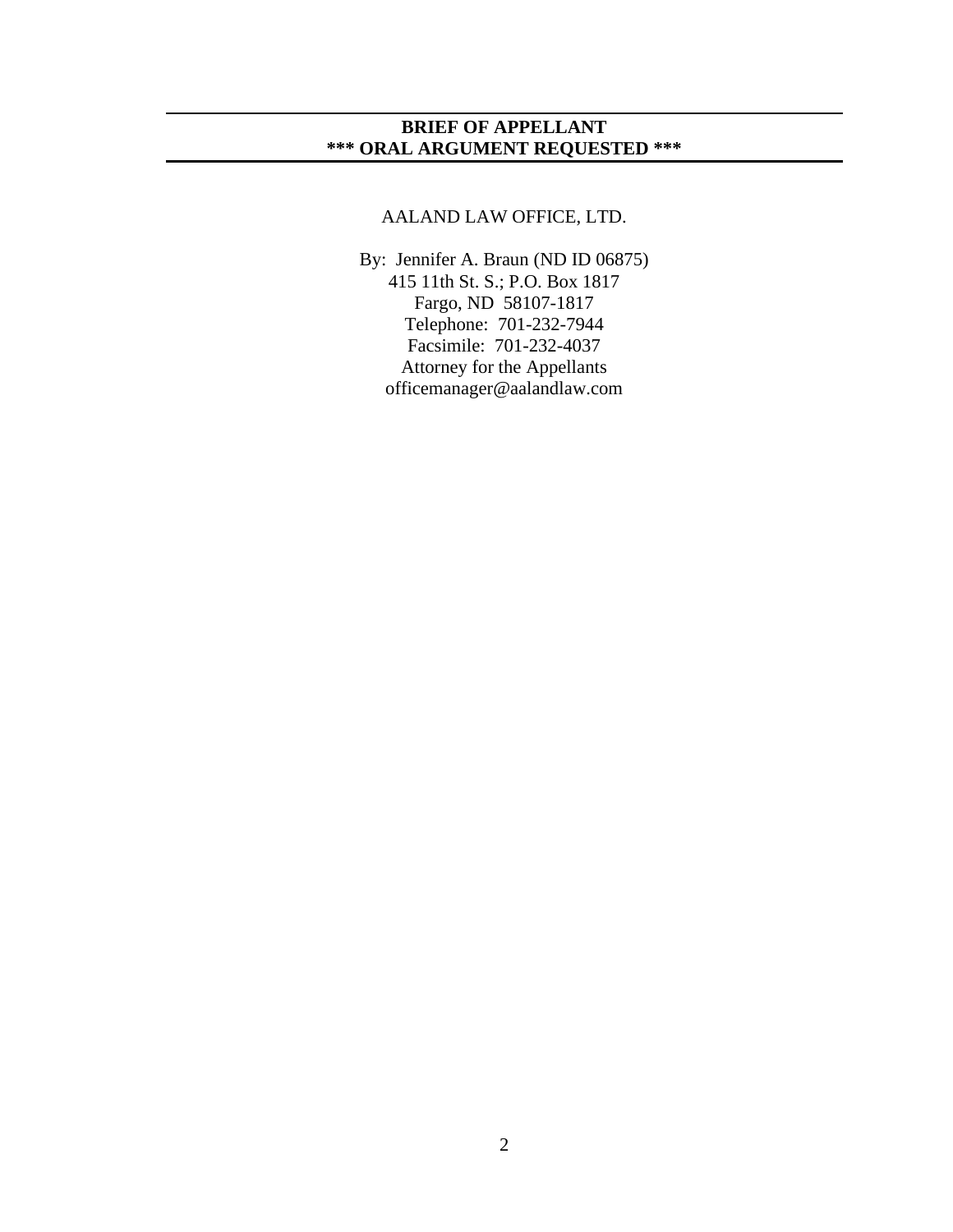**BRIEF OF APPELLANT**
**\*\*\* ORAL ARGUMENT REQUESTED \*\*\***

AALAND LAW OFFICE, LTD.

By: Jennifer A. Braun (ND ID 06875)
415 11th St. S.; P.O. Box 1817
Fargo, ND 58107-1817
Telephone: 701-232-7944
Facsimile: 701-232-4037
Attorney for the Appellants
officemanager@aalandlaw.com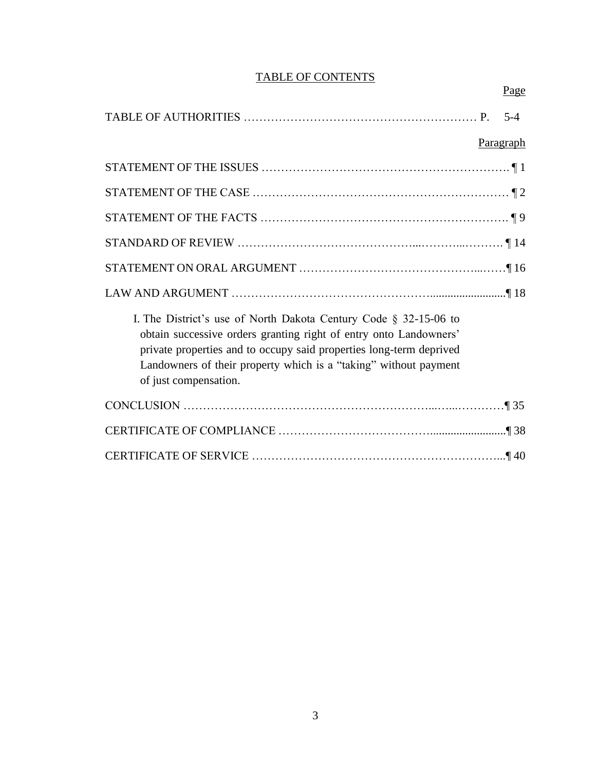# TABLE OF CONTENTS

| | Page |
|---|---|
| TABLE OF AUTHORITIES | P. 5-4 |
| | Paragraph |
| STATEMENT OF THE ISSUES | ¶ 1 |
| STATEMENT OF THE CASE | ¶ 2 |
| STATEMENT OF THE FACTS | ¶ 9 |
| STANDARD OF REVIEW | ¶ 14 |
| STATEMENT ON ORAL ARGUMENT | ¶ 16 |
| LAW AND ARGUMENT | ¶ 18 |
| I. The District's use of North Dakota Century Code § 32-15-06 to obtain successive orders granting right of entry onto Landowners' private properties and to occupy said properties long-term deprived Landowners of their property which is a "taking" without payment of just compensation. | |
| CONCLUSION | ¶ 35 |
| CERTIFICATE OF COMPLIANCE | ¶ 38 |
| CERTIFICATE OF SERVICE | ¶ 40 |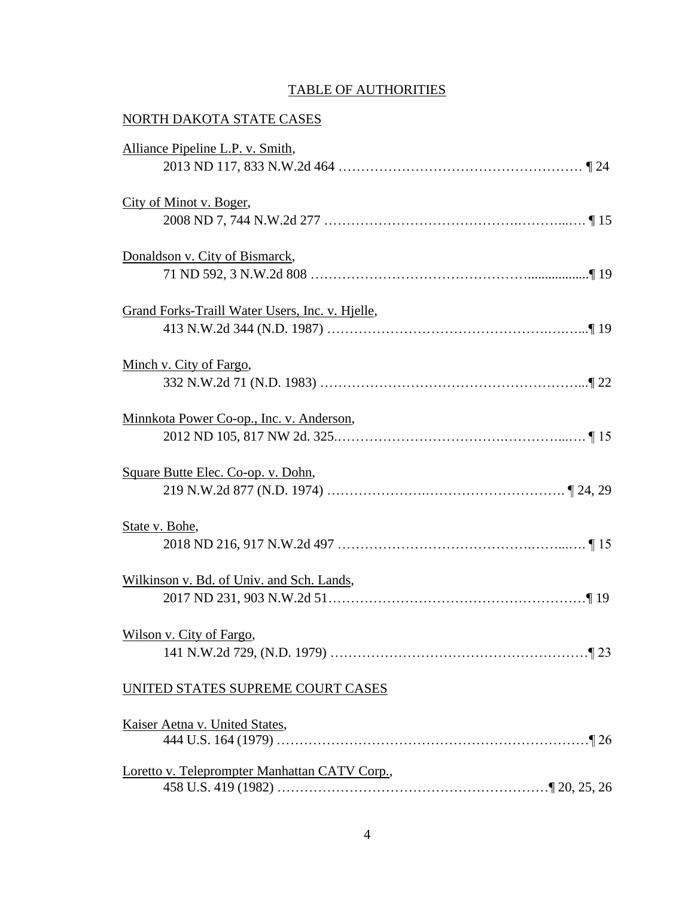## TABLE OF AUTHORITIES

### NORTH DAKOTA STATE CASES

Alliance Pipeline L.P. v. Smith,
2013 ND 117, 833 N.W.2d 464 ……………………………………………… ¶ 24

City of Minot v. Boger,
2008 ND 7, 744 N.W.2d 277 ……………………………………..………..…. ¶ 15

Donaldson v. City of Bismarck,
71 ND 592, 3 N.W.2d 808 ……………………………………….................¶ 19

Grand Forks-Traill Water Users, Inc. v. Hjelle,
413 N.W.2d 344 (N.D. 1987) ……………………………………….….…...¶ 19

Minch v. City of Fargo,
332 N.W.2d 71 (N.D. 1983) ……………….……………………………...¶ 22

Minnkota Power Co-op., Inc. v. Anderson,
2012 ND 105, 817 NW 2d. 325.…………………………….…………..…. ¶ 15

Square Butte Elec. Co-op. v. Dohn,
219 N.W.2d 877 (N.D. 1974) ……………….………………………… ¶ 24, 29

State v. Bohe,
2018 ND 216, 917 N.W.2d 497 …………………………………..……...…. ¶ 15

Wilkinson v. Bd. of Univ. and Sch. Lands,
2017 ND 231, 903 N.W.2d 51…………………………………………………¶ 19

Wilson v. City of Fargo,
141 N.W.2d 729, (N.D. 1979) ………………………………………………¶ 23

### UNITED STATES SUPREME COURT CASES

Kaiser Aetna v. United States,
444 U.S. 164 (1979) …………………………………………………………¶ 26

Loretto v. Teleprompter Manhattan CATV Corp.,
458 U.S. 419 (1982) …………………………………………………¶ 20, 25, 26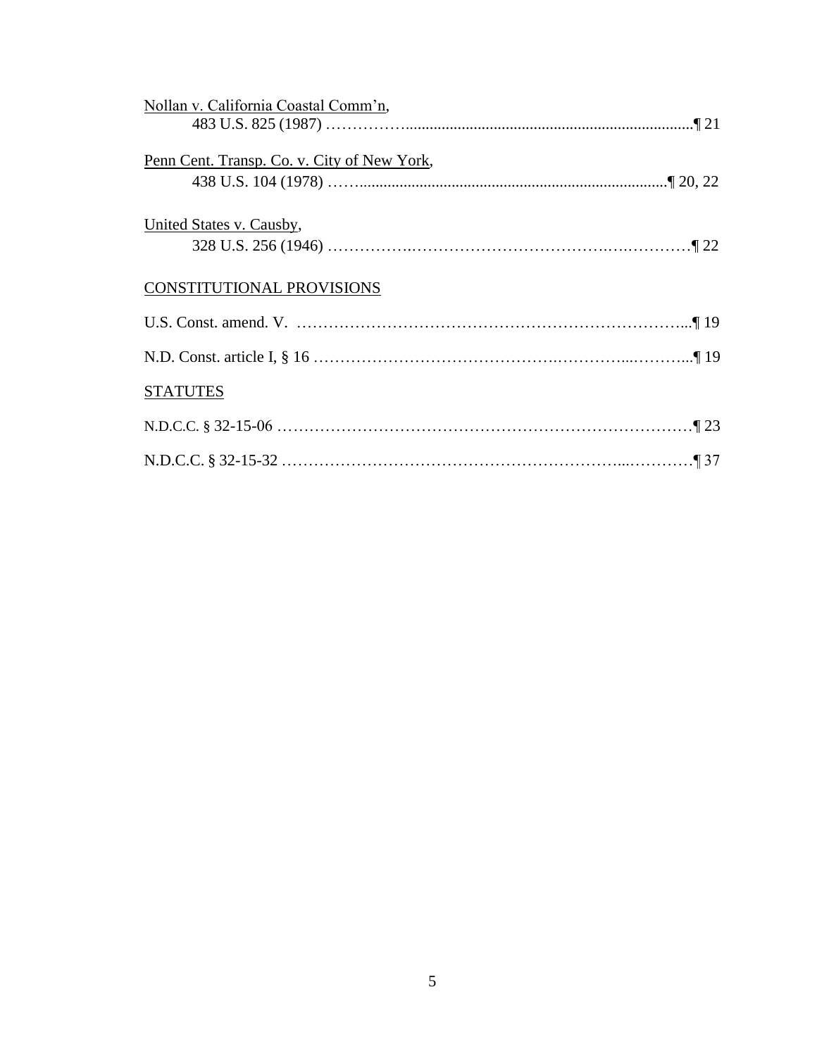Nollan v. California Coastal Comm'n,
483 U.S. 825 (1987) ……………......................................................................¶ 21

Penn Cent. Transp. Co. v. City of New York,
438 U.S. 104 (1978) ……...........................................................................¶ 20, 22

United States v. Causby,
328 U.S. 256 (1946) ……………..…………………………….….…………¶ 22

CONSTITUTIONAL PROVISIONS

U.S. Const. amend. V. ………………………………………………………………...¶ 19

N.D. Const. article I, § 16 ……………………………………….…………...………...¶ 19

STATUTES

N.D.C.C. § 32-15-06 ………………………………………………………………………¶ 23

N.D.C.C. § 32-15-32 …………………………………………………………...…………¶ 37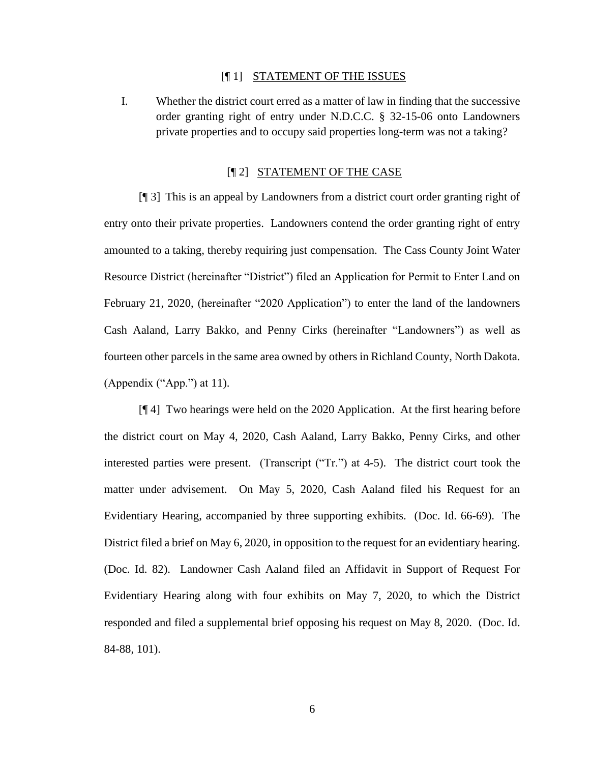[¶ 1] STATEMENT OF THE ISSUES

I. Whether the district court erred as a matter of law in finding that the successive order granting right of entry under N.D.C.C. § 32-15-06 onto Landowners private properties and to occupy said properties long-term was not a taking?

[¶ 2] STATEMENT OF THE CASE

[¶ 3] This is an appeal by Landowners from a district court order granting right of entry onto their private properties. Landowners contend the order granting right of entry amounted to a taking, thereby requiring just compensation. The Cass County Joint Water Resource District (hereinafter "District") filed an Application for Permit to Enter Land on February 21, 2020, (hereinafter "2020 Application") to enter the land of the landowners Cash Aaland, Larry Bakko, and Penny Cirks (hereinafter "Landowners") as well as fourteen other parcels in the same area owned by others in Richland County, North Dakota. (Appendix ("App.") at 11).

[¶ 4] Two hearings were held on the 2020 Application. At the first hearing before the district court on May 4, 2020, Cash Aaland, Larry Bakko, Penny Cirks, and other interested parties were present. (Transcript ("Tr.") at 4-5). The district court took the matter under advisement. On May 5, 2020, Cash Aaland filed his Request for an Evidentiary Hearing, accompanied by three supporting exhibits. (Doc. Id. 66-69). The District filed a brief on May 6, 2020, in opposition to the request for an evidentiary hearing. (Doc. Id. 82). Landowner Cash Aaland filed an Affidavit in Support of Request For Evidentiary Hearing along with four exhibits on May 7, 2020, to which the District responded and filed a supplemental brief opposing his request on May 8, 2020. (Doc. Id. 84-88, 101).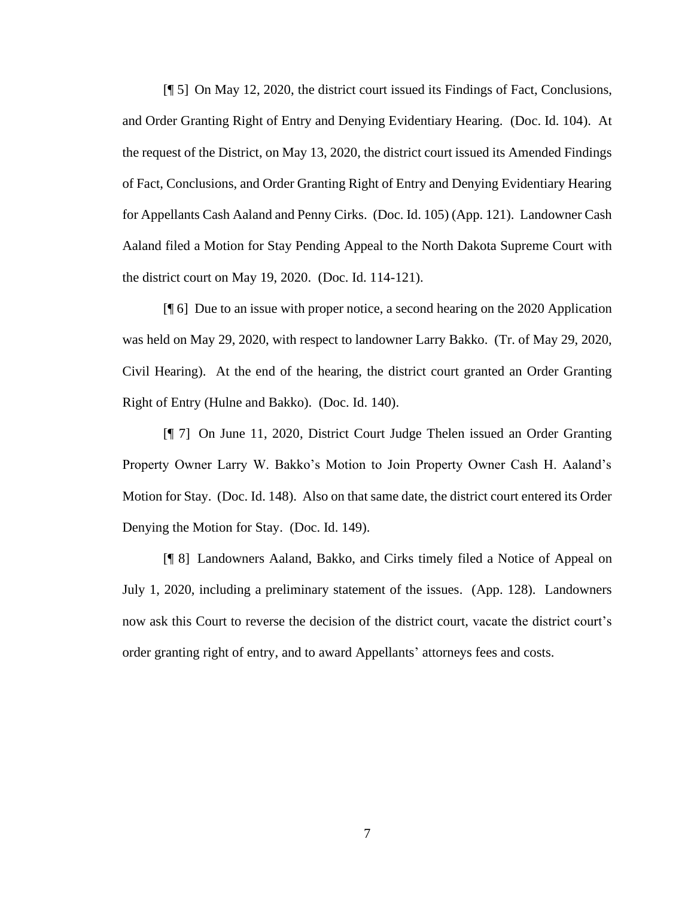[¶ 5] On May 12, 2020, the district court issued its Findings of Fact, Conclusions, and Order Granting Right of Entry and Denying Evidentiary Hearing. (Doc. Id. 104). At the request of the District, on May 13, 2020, the district court issued its Amended Findings of Fact, Conclusions, and Order Granting Right of Entry and Denying Evidentiary Hearing for Appellants Cash Aaland and Penny Cirks. (Doc. Id. 105) (App. 121). Landowner Cash Aaland filed a Motion for Stay Pending Appeal to the North Dakota Supreme Court with the district court on May 19, 2020. (Doc. Id. 114-121).

[¶ 6] Due to an issue with proper notice, a second hearing on the 2020 Application was held on May 29, 2020, with respect to landowner Larry Bakko. (Tr. of May 29, 2020, Civil Hearing). At the end of the hearing, the district court granted an Order Granting Right of Entry (Hulne and Bakko). (Doc. Id. 140).

[¶ 7] On June 11, 2020, District Court Judge Thelen issued an Order Granting Property Owner Larry W. Bakko's Motion to Join Property Owner Cash H. Aaland's Motion for Stay. (Doc. Id. 148). Also on that same date, the district court entered its Order Denying the Motion for Stay. (Doc. Id. 149).

[¶ 8] Landowners Aaland, Bakko, and Cirks timely filed a Notice of Appeal on July 1, 2020, including a preliminary statement of the issues. (App. 128). Landowners now ask this Court to reverse the decision of the district court, vacate the district court's order granting right of entry, and to award Appellants' attorneys fees and costs.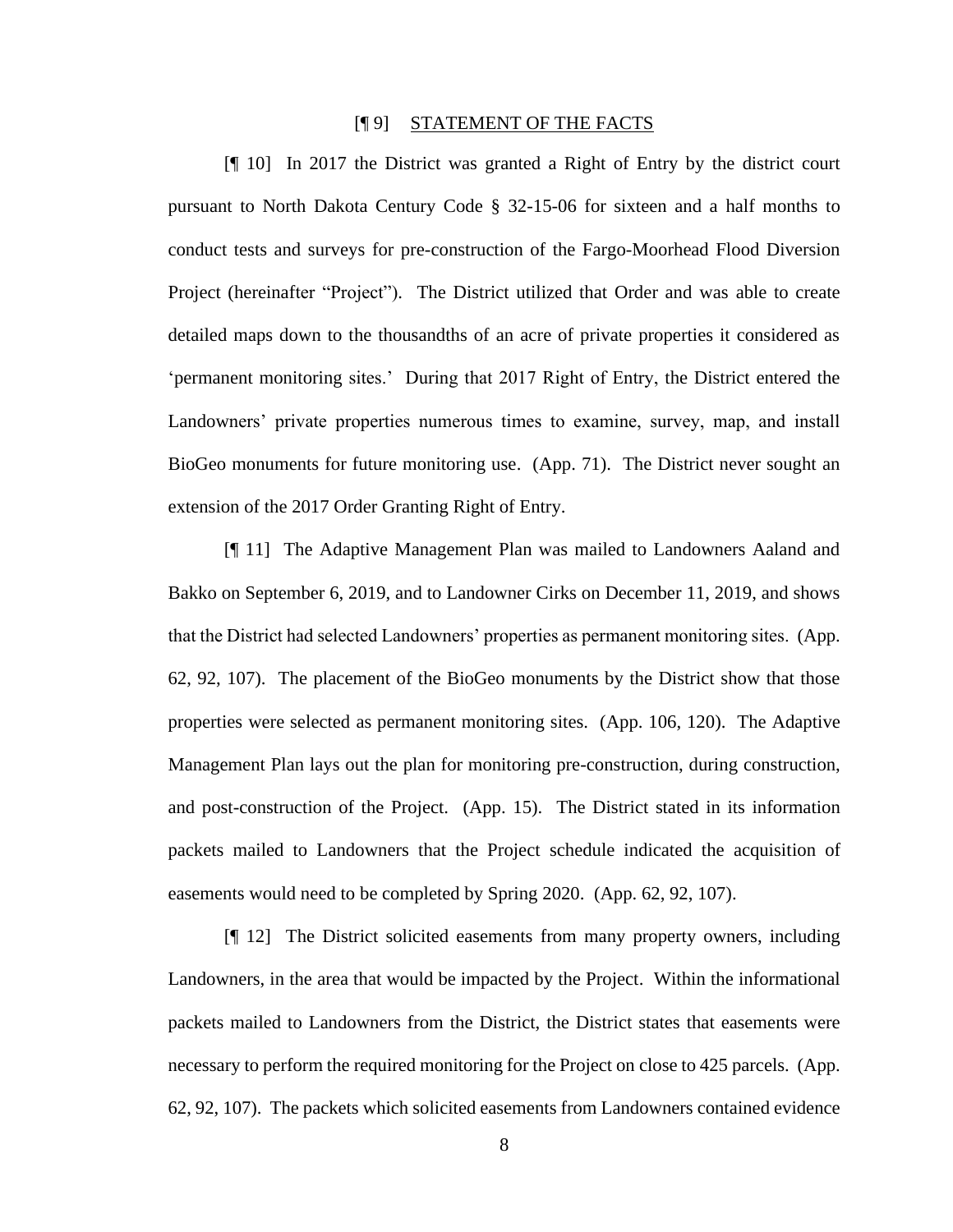[¶ 9] STATEMENT OF THE FACTS

[¶ 10] In 2017 the District was granted a Right of Entry by the district court pursuant to North Dakota Century Code § 32-15-06 for sixteen and a half months to conduct tests and surveys for pre-construction of the Fargo-Moorhead Flood Diversion Project (hereinafter "Project"). The District utilized that Order and was able to create detailed maps down to the thousandths of an acre of private properties it considered as 'permanent monitoring sites.' During that 2017 Right of Entry, the District entered the Landowners' private properties numerous times to examine, survey, map, and install BioGeo monuments for future monitoring use. (App. 71). The District never sought an extension of the 2017 Order Granting Right of Entry.

[¶ 11] The Adaptive Management Plan was mailed to Landowners Aaland and Bakko on September 6, 2019, and to Landowner Cirks on December 11, 2019, and shows that the District had selected Landowners' properties as permanent monitoring sites. (App. 62, 92, 107). The placement of the BioGeo monuments by the District show that those properties were selected as permanent monitoring sites. (App. 106, 120). The Adaptive Management Plan lays out the plan for monitoring pre-construction, during construction, and post-construction of the Project. (App. 15). The District stated in its information packets mailed to Landowners that the Project schedule indicated the acquisition of easements would need to be completed by Spring 2020. (App. 62, 92, 107).

[¶ 12] The District solicited easements from many property owners, including Landowners, in the area that would be impacted by the Project. Within the informational packets mailed to Landowners from the District, the District states that easements were necessary to perform the required monitoring for the Project on close to 425 parcels. (App. 62, 92, 107). The packets which solicited easements from Landowners contained evidence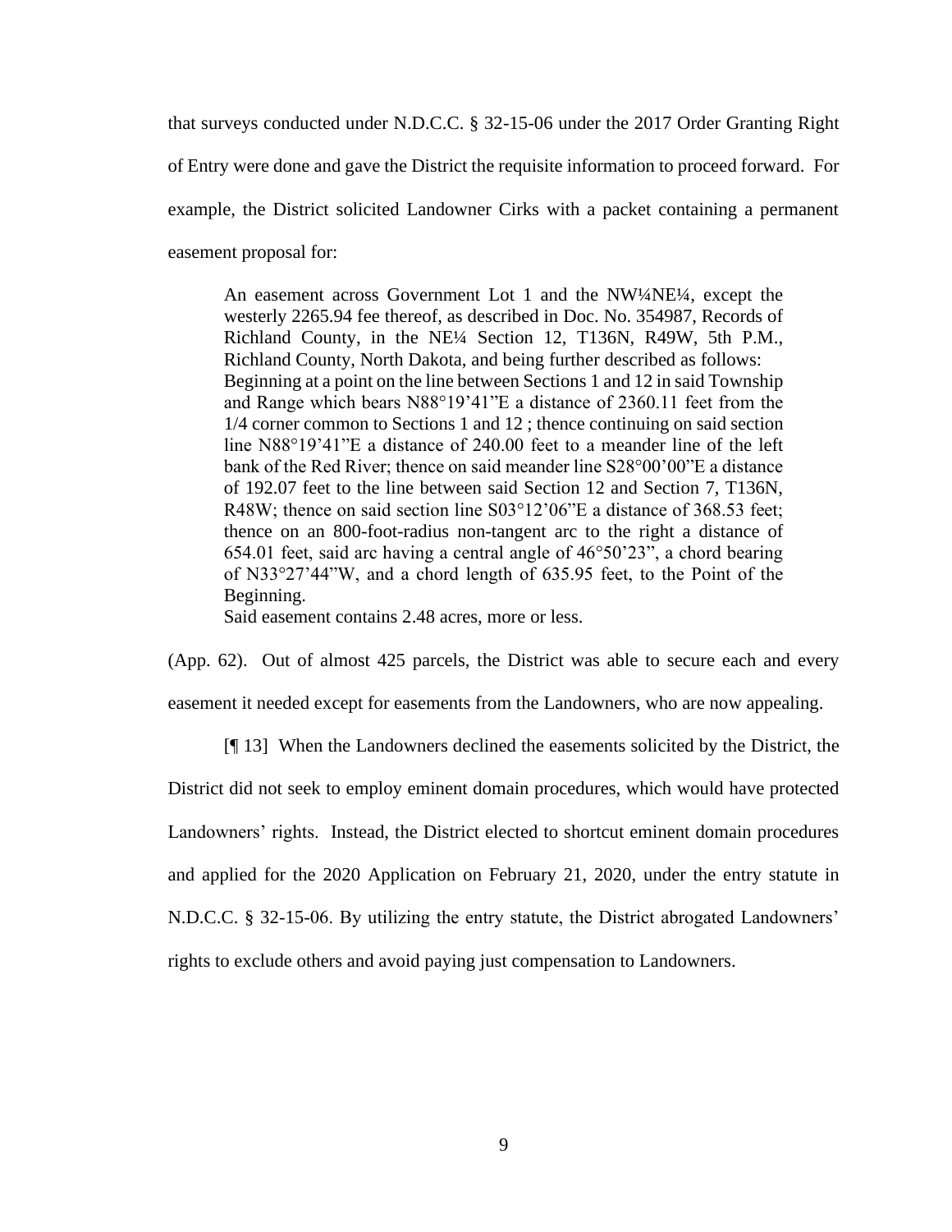that surveys conducted under N.D.C.C. § 32-15-06 under the 2017 Order Granting Right of Entry were done and gave the District the requisite information to proceed forward. For example, the District solicited Landowner Cirks with a packet containing a permanent easement proposal for:

> An easement across Government Lot 1 and the NW¼NE¼, except the westerly 2265.94 fee thereof, as described in Doc. No. 354987, Records of Richland County, in the NE¼ Section 12, T136N, R49W, 5th P.M., Richland County, North Dakota, and being further described as follows:
> Beginning at a point on the line between Sections 1 and 12 in said Township and Range which bears N88°19'41"E a distance of 2360.11 feet from the 1/4 corner common to Sections 1 and 12 ; thence continuing on said section line N88°19'41"E a distance of 240.00 feet to a meander line of the left bank of the Red River; thence on said meander line S28°00'00"E a distance of 192.07 feet to the line between said Section 12 and Section 7, T136N, R48W; thence on said section line S03°12'06"E a distance of 368.53 feet; thence on an 800-foot-radius non-tangent arc to the right a distance of 654.01 feet, said arc having a central angle of 46°50'23", a chord bearing of N33°27'44"W, and a chord length of 635.95 feet, to the Point of the Beginning.
> Said easement contains 2.48 acres, more or less.

(App. 62). Out of almost 425 parcels, the District was able to secure each and every easement it needed except for easements from the Landowners, who are now appealing.

[¶ 13] When the Landowners declined the easements solicited by the District, the District did not seek to employ eminent domain procedures, which would have protected Landowners' rights. Instead, the District elected to shortcut eminent domain procedures and applied for the 2020 Application on February 21, 2020, under the entry statute in N.D.C.C. § 32-15-06. By utilizing the entry statute, the District abrogated Landowners' rights to exclude others and avoid paying just compensation to Landowners.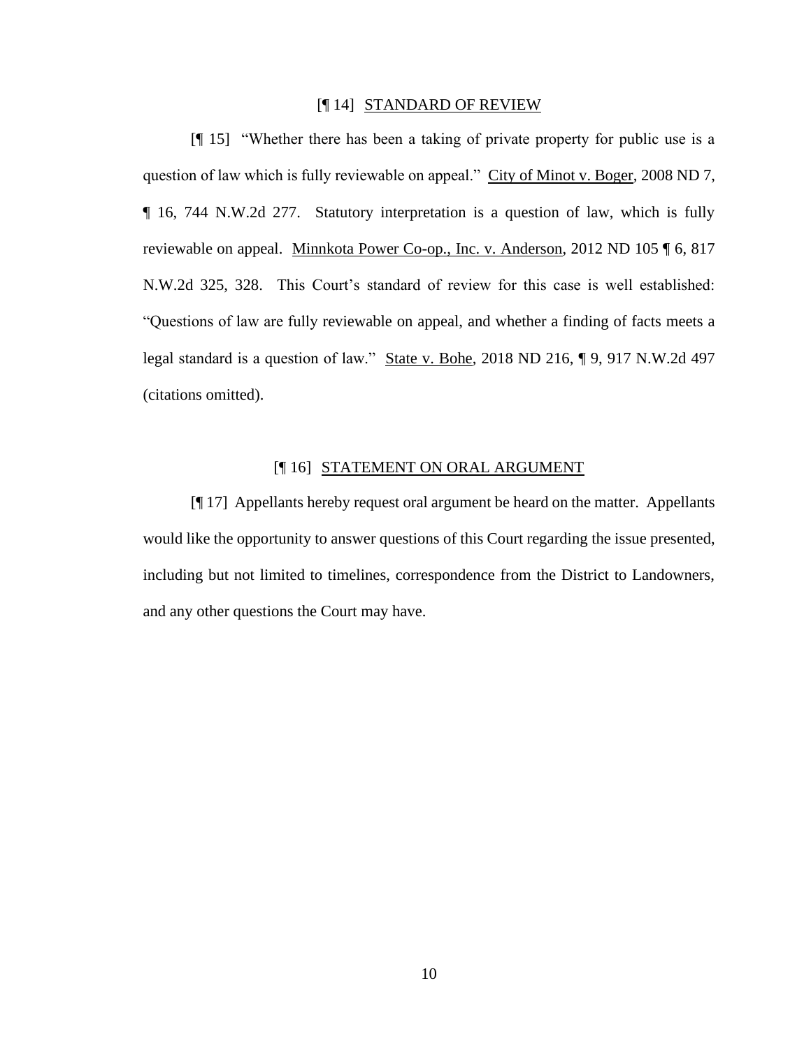## [¶ 14] STANDARD OF REVIEW

[¶ 15] "Whether there has been a taking of private property for public use is a question of law which is fully reviewable on appeal." City of Minot v. Boger, 2008 ND 7, ¶ 16, 744 N.W.2d 277. Statutory interpretation is a question of law, which is fully reviewable on appeal. Minnkota Power Co-op., Inc. v. Anderson, 2012 ND 105 ¶ 6, 817 N.W.2d 325, 328. This Court's standard of review for this case is well established: "Questions of law are fully reviewable on appeal, and whether a finding of facts meets a legal standard is a question of law." State v. Bohe, 2018 ND 216, ¶ 9, 917 N.W.2d 497 (citations omitted).

## [¶ 16] STATEMENT ON ORAL ARGUMENT

[¶ 17] Appellants hereby request oral argument be heard on the matter. Appellants would like the opportunity to answer questions of this Court regarding the issue presented, including but not limited to timelines, correspondence from the District to Landowners, and any other questions the Court may have.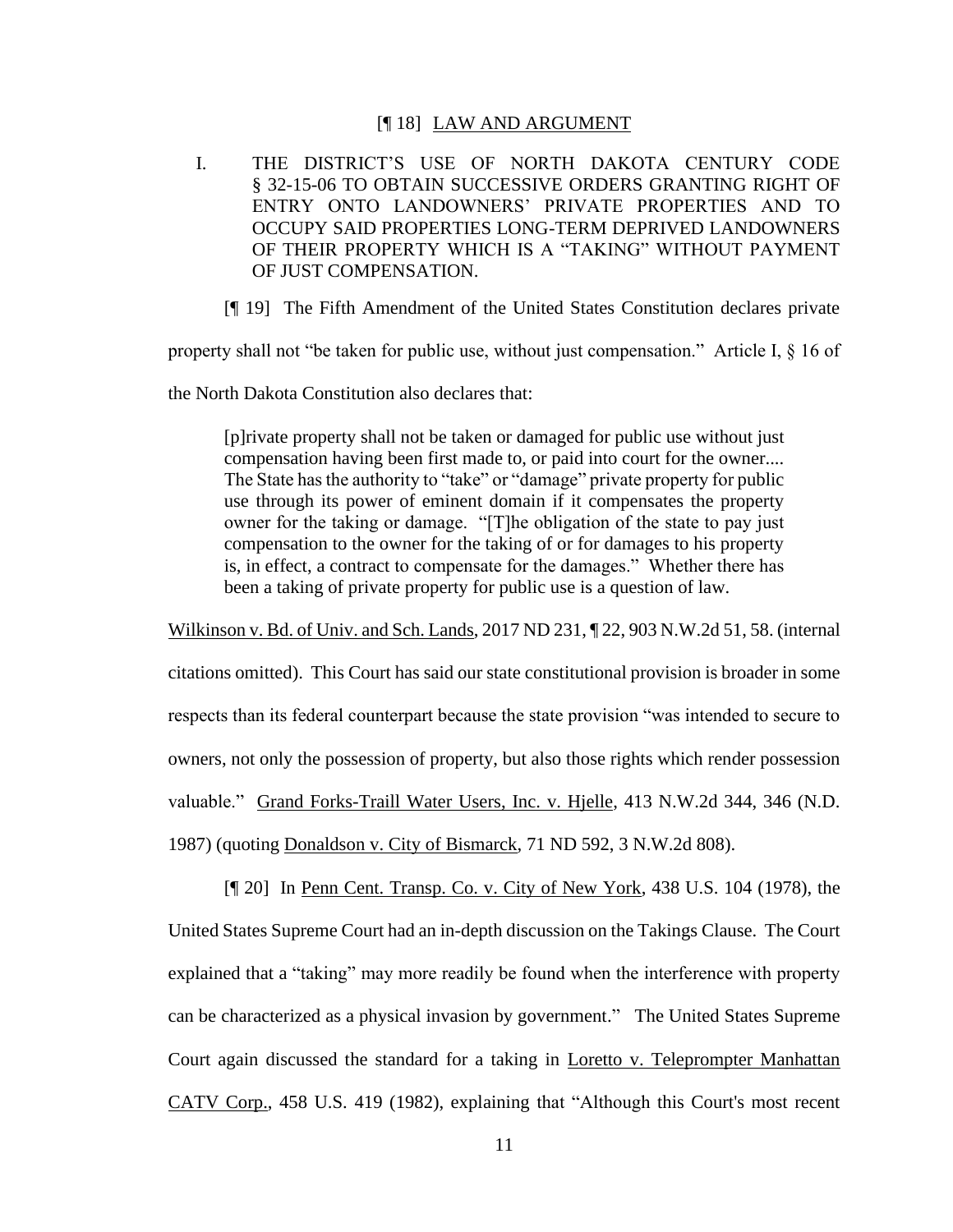[¶ 18] LAW AND ARGUMENT

I. THE DISTRICT'S USE OF NORTH DAKOTA CENTURY CODE § 32-15-06 TO OBTAIN SUCCESSIVE ORDERS GRANTING RIGHT OF ENTRY ONTO LANDOWNERS' PRIVATE PROPERTIES AND TO OCCUPY SAID PROPERTIES LONG-TERM DEPRIVED LANDOWNERS OF THEIR PROPERTY WHICH IS A "TAKING" WITHOUT PAYMENT OF JUST COMPENSATION.

[¶ 19] The Fifth Amendment of the United States Constitution declares private property shall not "be taken for public use, without just compensation." Article I, § 16 of the North Dakota Constitution also declares that:

> [p]rivate property shall not be taken or damaged for public use without just compensation having been first made to, or paid into court for the owner.... The State has the authority to "take" or "damage" private property for public use through its power of eminent domain if it compensates the property owner for the taking or damage. "[T]he obligation of the state to pay just compensation to the owner for the taking of or for damages to his property is, in effect, a contract to compensate for the damages." Whether there has been a taking of private property for public use is a question of law.

Wilkinson v. Bd. of Univ. and Sch. Lands, 2017 ND 231, ¶ 22, 903 N.W.2d 51, 58. (internal citations omitted). This Court has said our state constitutional provision is broader in some respects than its federal counterpart because the state provision "was intended to secure to owners, not only the possession of property, but also those rights which render possession valuable." Grand Forks-Traill Water Users, Inc. v. Hjelle, 413 N.W.2d 344, 346 (N.D. 1987) (quoting Donaldson v. City of Bismarck, 71 ND 592, 3 N.W.2d 808).

[¶ 20] In Penn Cent. Transp. Co. v. City of New York, 438 U.S. 104 (1978), the United States Supreme Court had an in-depth discussion on the Takings Clause. The Court explained that a "taking" may more readily be found when the interference with property can be characterized as a physical invasion by government." The United States Supreme Court again discussed the standard for a taking in Loretto v. Teleprompter Manhattan CATV Corp., 458 U.S. 419 (1982), explaining that "Although this Court's most recent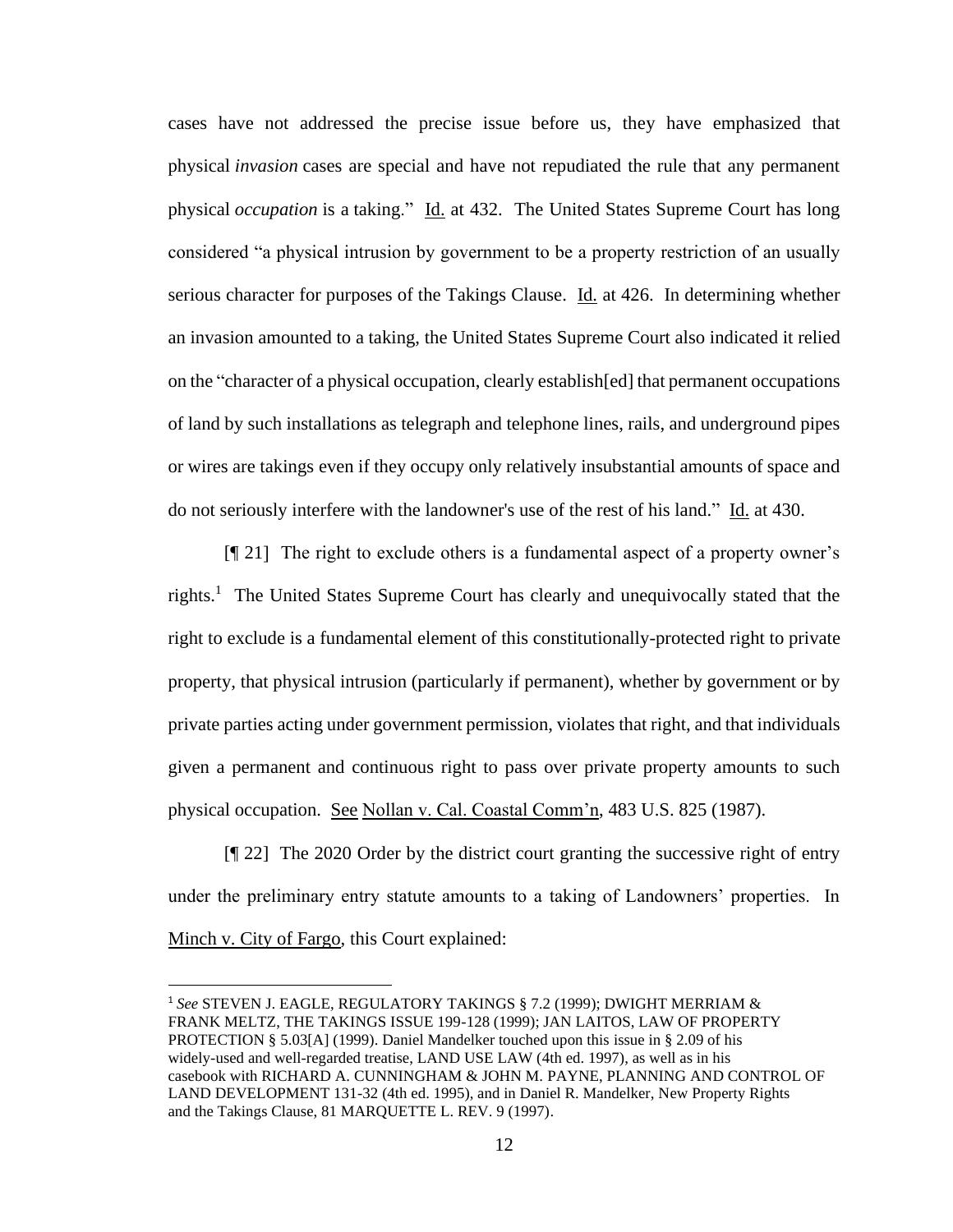cases have not addressed the precise issue before us, they have emphasized that physical *invasion* cases are special and have not repudiated the rule that any permanent physical *occupation* is a taking." Id. at 432. The United States Supreme Court has long considered "a physical intrusion by government to be a property restriction of an usually serious character for purposes of the Takings Clause. Id. at 426. In determining whether an invasion amounted to a taking, the United States Supreme Court also indicated it relied on the "character of a physical occupation, clearly establish[ed] that permanent occupations of land by such installations as telegraph and telephone lines, rails, and underground pipes or wires are takings even if they occupy only relatively insubstantial amounts of space and do not seriously interfere with the landowner's use of the rest of his land." Id. at 430.

[¶ 21] The right to exclude others is a fundamental aspect of a property owner's rights.[1] The United States Supreme Court has clearly and unequivocally stated that the right to exclude is a fundamental element of this constitutionally-protected right to private property, that physical intrusion (particularly if permanent), whether by government or by private parties acting under government permission, violates that right, and that individuals given a permanent and continuous right to pass over private property amounts to such physical occupation. See Nollan v. Cal. Coastal Comm'n, 483 U.S. 825 (1987).

[¶ 22] The 2020 Order by the district court granting the successive right of entry under the preliminary entry statute amounts to a taking of Landowners' properties. In Minch v. City of Fargo, this Court explained:

---

[1] *See* STEVEN J. EAGLE, REGULATORY TAKINGS § 7.2 (1999); DWIGHT MERRIAM & FRANK MELTZ, THE TAKINGS ISSUE 199-128 (1999); JAN LAITOS, LAW OF PROPERTY PROTECTION § 5.03[A] (1999). Daniel Mandelker touched upon this issue in § 2.09 of his widely-used and well-regarded treatise, LAND USE LAW (4th ed. 1997), as well as in his casebook with RICHARD A. CUNNINGHAM & JOHN M. PAYNE, PLANNING AND CONTROL OF LAND DEVELOPMENT 131-32 (4th ed. 1995), and in Daniel R. Mandelker, New Property Rights and the Takings Clause, 81 MARQUETTE L. REV. 9 (1997).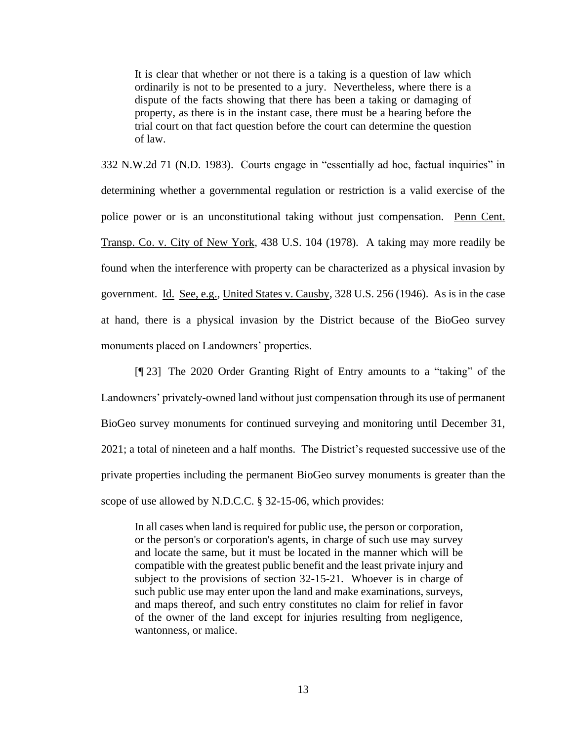> It is clear that whether or not there is a taking is a question of law which ordinarily is not to be presented to a jury. Nevertheless, where there is a dispute of the facts showing that there has been a taking or damaging of property, as there is in the instant case, there must be a hearing before the trial court on that fact question before the court can determine the question of law.

332 N.W.2d 71 (N.D. 1983). Courts engage in "essentially ad hoc, factual inquiries" in determining whether a governmental regulation or restriction is a valid exercise of the police power or is an unconstitutional taking without just compensation. Penn Cent. Transp. Co. v. City of New York, 438 U.S. 104 (1978). A taking may more readily be found when the interference with property can be characterized as a physical invasion by government. Id. See, e.g., United States v. Causby, 328 U.S. 256 (1946). As is in the case at hand, there is a physical invasion by the District because of the BioGeo survey monuments placed on Landowners' properties.

[¶ 23] The 2020 Order Granting Right of Entry amounts to a "taking" of the Landowners' privately-owned land without just compensation through its use of permanent BioGeo survey monuments for continued surveying and monitoring until December 31, 2021; a total of nineteen and a half months. The District's requested successive use of the private properties including the permanent BioGeo survey monuments is greater than the scope of use allowed by N.D.C.C. § 32-15-06, which provides:

> In all cases when land is required for public use, the person or corporation, or the person's or corporation's agents, in charge of such use may survey and locate the same, but it must be located in the manner which will be compatible with the greatest public benefit and the least private injury and subject to the provisions of section 32-15-21. Whoever is in charge of such public use may enter upon the land and make examinations, surveys, and maps thereof, and such entry constitutes no claim for relief in favor of the owner of the land except for injuries resulting from negligence, wantonness, or malice.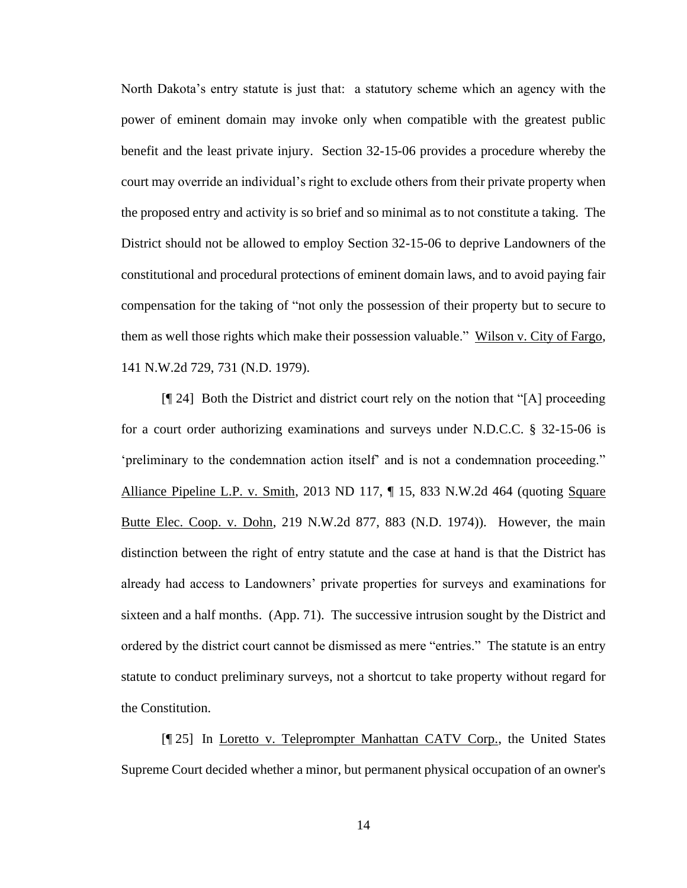North Dakota's entry statute is just that: a statutory scheme which an agency with the power of eminent domain may invoke only when compatible with the greatest public benefit and the least private injury. Section 32-15-06 provides a procedure whereby the court may override an individual's right to exclude others from their private property when the proposed entry and activity is so brief and so minimal as to not constitute a taking. The District should not be allowed to employ Section 32-15-06 to deprive Landowners of the constitutional and procedural protections of eminent domain laws, and to avoid paying fair compensation for the taking of "not only the possession of their property but to secure to them as well those rights which make their possession valuable." Wilson v. City of Fargo, 141 N.W.2d 729, 731 (N.D. 1979).

[¶ 24] Both the District and district court rely on the notion that "[A] proceeding for a court order authorizing examinations and surveys under N.D.C.C. § 32-15-06 is 'preliminary to the condemnation action itself' and is not a condemnation proceeding." Alliance Pipeline L.P. v. Smith, 2013 ND 117, ¶ 15, 833 N.W.2d 464 (quoting Square Butte Elec. Coop. v. Dohn, 219 N.W.2d 877, 883 (N.D. 1974)). However, the main distinction between the right of entry statute and the case at hand is that the District has already had access to Landowners' private properties for surveys and examinations for sixteen and a half months. (App. 71). The successive intrusion sought by the District and ordered by the district court cannot be dismissed as mere "entries." The statute is an entry statute to conduct preliminary surveys, not a shortcut to take property without regard for the Constitution.

[¶ 25] In Loretto v. Teleprompter Manhattan CATV Corp., the United States Supreme Court decided whether a minor, but permanent physical occupation of an owner's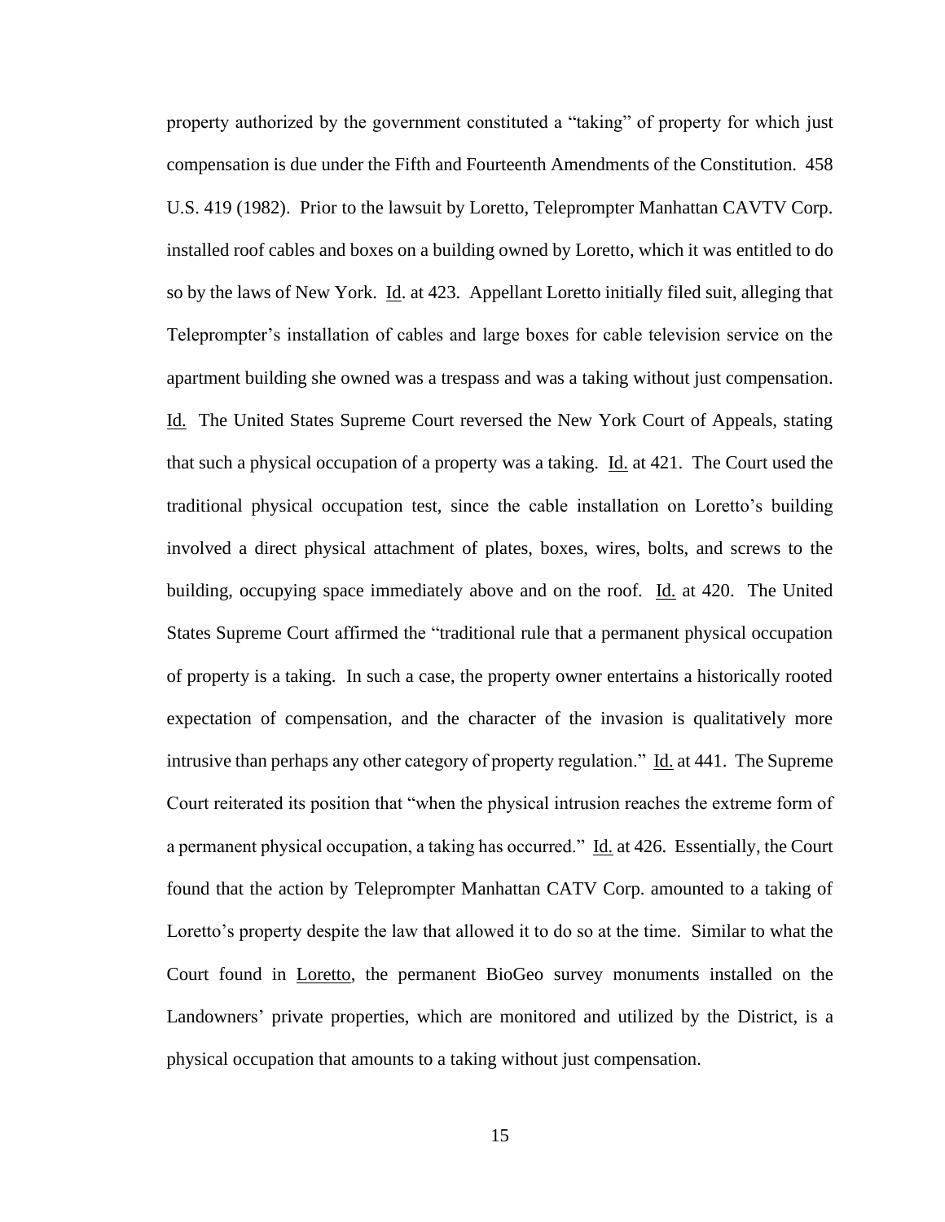property authorized by the government constituted a "taking" of property for which just compensation is due under the Fifth and Fourteenth Amendments of the Constitution. 458 U.S. 419 (1982). Prior to the lawsuit by Loretto, Teleprompter Manhattan CAVTV Corp. installed roof cables and boxes on a building owned by Loretto, which it was entitled to do so by the laws of New York. Id. at 423. Appellant Loretto initially filed suit, alleging that Teleprompter's installation of cables and large boxes for cable television service on the apartment building she owned was a trespass and was a taking without just compensation. Id. The United States Supreme Court reversed the New York Court of Appeals, stating that such a physical occupation of a property was a taking. Id. at 421. The Court used the traditional physical occupation test, since the cable installation on Loretto's building involved a direct physical attachment of plates, boxes, wires, bolts, and screws to the building, occupying space immediately above and on the roof. Id. at 420. The United States Supreme Court affirmed the "traditional rule that a permanent physical occupation of property is a taking. In such a case, the property owner entertains a historically rooted expectation of compensation, and the character of the invasion is qualitatively more intrusive than perhaps any other category of property regulation." Id. at 441. The Supreme Court reiterated its position that "when the physical intrusion reaches the extreme form of a permanent physical occupation, a taking has occurred." Id. at 426. Essentially, the Court found that the action by Teleprompter Manhattan CATV Corp. amounted to a taking of Loretto's property despite the law that allowed it to do so at the time. Similar to what the Court found in Loretto, the permanent BioGeo survey monuments installed on the Landowners' private properties, which are monitored and utilized by the District, is a physical occupation that amounts to a taking without just compensation.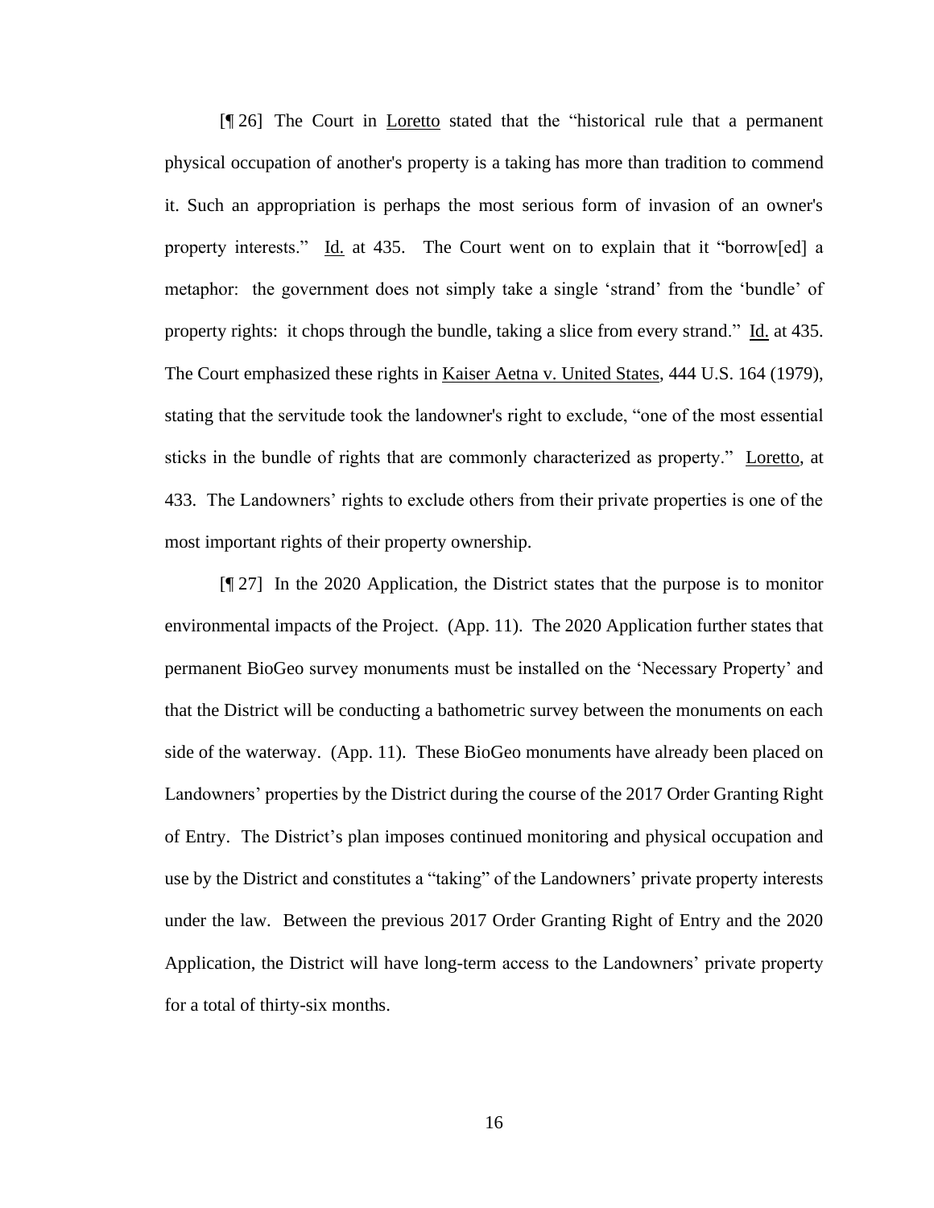[¶ 26] The Court in Loretto stated that the "historical rule that a permanent physical occupation of another's property is a taking has more than tradition to commend it. Such an appropriation is perhaps the most serious form of invasion of an owner's property interests." Id. at 435. The Court went on to explain that it "borrow[ed] a metaphor: the government does not simply take a single 'strand' from the 'bundle' of property rights: it chops through the bundle, taking a slice from every strand." Id. at 435. The Court emphasized these rights in Kaiser Aetna v. United States, 444 U.S. 164 (1979), stating that the servitude took the landowner's right to exclude, "one of the most essential sticks in the bundle of rights that are commonly characterized as property." Loretto, at 433. The Landowners' rights to exclude others from their private properties is one of the most important rights of their property ownership.

[¶ 27] In the 2020 Application, the District states that the purpose is to monitor environmental impacts of the Project. (App. 11). The 2020 Application further states that permanent BioGeo survey monuments must be installed on the 'Necessary Property' and that the District will be conducting a bathometric survey between the monuments on each side of the waterway. (App. 11). These BioGeo monuments have already been placed on Landowners' properties by the District during the course of the 2017 Order Granting Right of Entry. The District's plan imposes continued monitoring and physical occupation and use by the District and constitutes a "taking" of the Landowners' private property interests under the law. Between the previous 2017 Order Granting Right of Entry and the 2020 Application, the District will have long-term access to the Landowners' private property for a total of thirty-six months.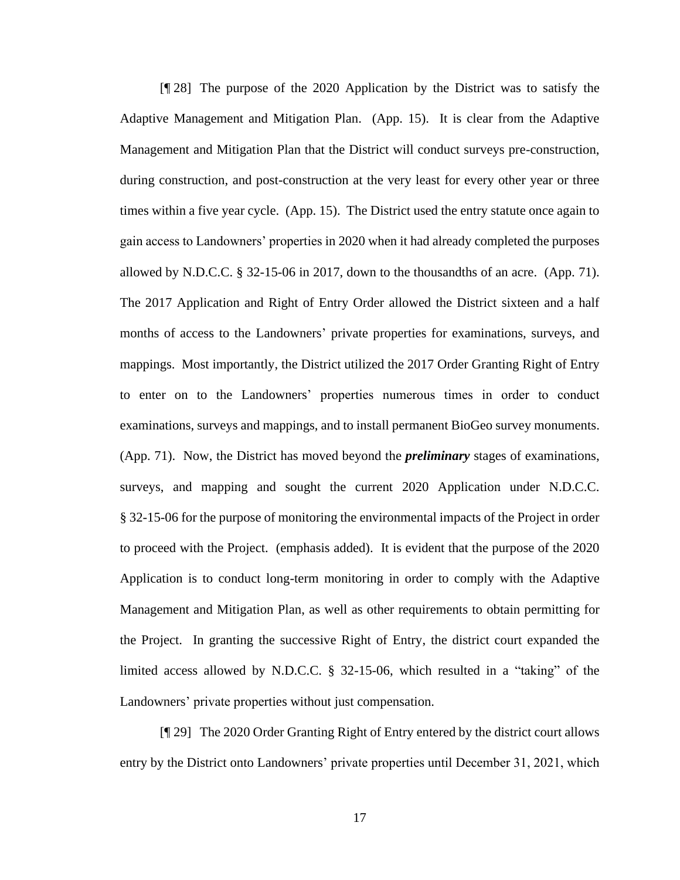[¶ 28] The purpose of the 2020 Application by the District was to satisfy the Adaptive Management and Mitigation Plan. (App. 15). It is clear from the Adaptive Management and Mitigation Plan that the District will conduct surveys pre-construction, during construction, and post-construction at the very least for every other year or three times within a five year cycle. (App. 15). The District used the entry statute once again to gain access to Landowners' properties in 2020 when it had already completed the purposes allowed by N.D.C.C. § 32-15-06 in 2017, down to the thousandths of an acre. (App. 71). The 2017 Application and Right of Entry Order allowed the District sixteen and a half months of access to the Landowners' private properties for examinations, surveys, and mappings. Most importantly, the District utilized the 2017 Order Granting Right of Entry to enter on to the Landowners' properties numerous times in order to conduct examinations, surveys and mappings, and to install permanent BioGeo survey monuments. (App. 71). Now, the District has moved beyond the ***preliminary*** stages of examinations, surveys, and mapping and sought the current 2020 Application under N.D.C.C. § 32-15-06 for the purpose of monitoring the environmental impacts of the Project in order to proceed with the Project. (emphasis added). It is evident that the purpose of the 2020 Application is to conduct long-term monitoring in order to comply with the Adaptive Management and Mitigation Plan, as well as other requirements to obtain permitting for the Project. In granting the successive Right of Entry, the district court expanded the limited access allowed by N.D.C.C. § 32-15-06, which resulted in a "taking" of the Landowners' private properties without just compensation.

[¶ 29] The 2020 Order Granting Right of Entry entered by the district court allows entry by the District onto Landowners' private properties until December 31, 2021, which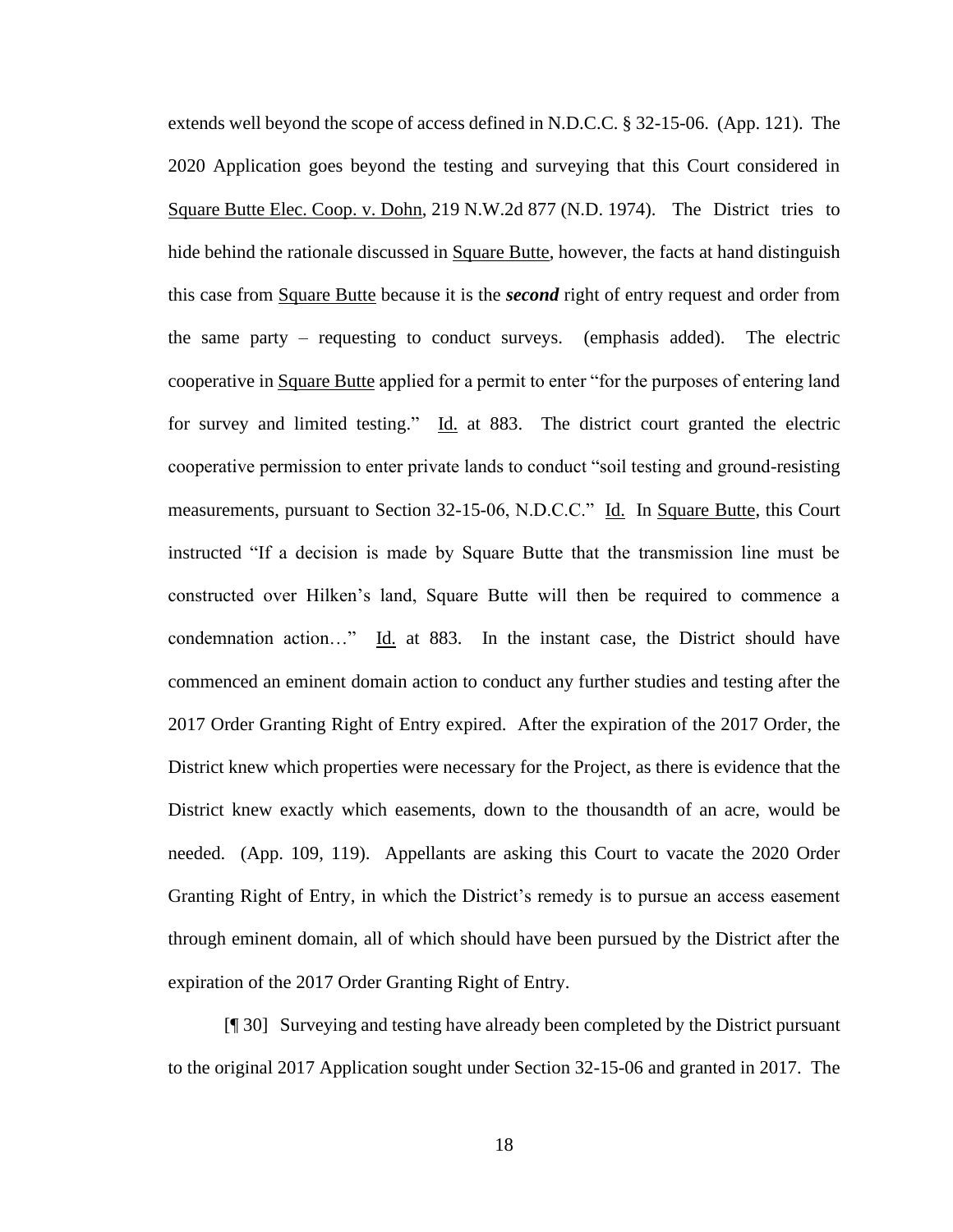extends well beyond the scope of access defined in N.D.C.C. § 32-15-06. (App. 121). The 2020 Application goes beyond the testing and surveying that this Court considered in Square Butte Elec. Coop. v. Dohn, 219 N.W.2d 877 (N.D. 1974). The District tries to hide behind the rationale discussed in Square Butte, however, the facts at hand distinguish this case from Square Butte because it is the ***second*** right of entry request and order from the same party – requesting to conduct surveys. (emphasis added). The electric cooperative in Square Butte applied for a permit to enter "for the purposes of entering land for survey and limited testing." Id. at 883. The district court granted the electric cooperative permission to enter private lands to conduct "soil testing and ground-resisting measurements, pursuant to Section 32-15-06, N.D.C.C." Id. In Square Butte, this Court instructed "If a decision is made by Square Butte that the transmission line must be constructed over Hilken's land, Square Butte will then be required to commence a condemnation action…" Id. at 883. In the instant case, the District should have commenced an eminent domain action to conduct any further studies and testing after the 2017 Order Granting Right of Entry expired. After the expiration of the 2017 Order, the District knew which properties were necessary for the Project, as there is evidence that the District knew exactly which easements, down to the thousandth of an acre, would be needed. (App. 109, 119). Appellants are asking this Court to vacate the 2020 Order Granting Right of Entry, in which the District's remedy is to pursue an access easement through eminent domain, all of which should have been pursued by the District after the expiration of the 2017 Order Granting Right of Entry.

[¶ 30] Surveying and testing have already been completed by the District pursuant to the original 2017 Application sought under Section 32-15-06 and granted in 2017. The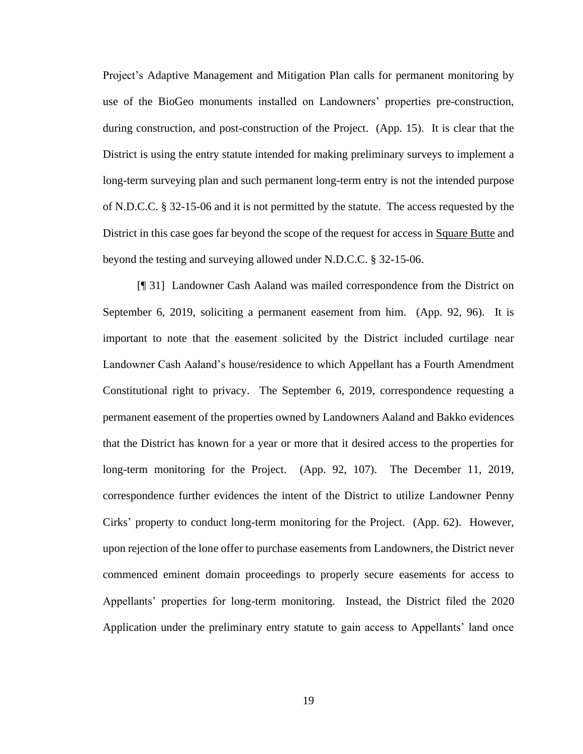Project's Adaptive Management and Mitigation Plan calls for permanent monitoring by use of the BioGeo monuments installed on Landowners' properties pre-construction, during construction, and post-construction of the Project. (App. 15). It is clear that the District is using the entry statute intended for making preliminary surveys to implement a long-term surveying plan and such permanent long-term entry is not the intended purpose of N.D.C.C. § 32-15-06 and it is not permitted by the statute. The access requested by the District in this case goes far beyond the scope of the request for access in Square Butte and beyond the testing and surveying allowed under N.D.C.C. § 32-15-06.

[¶ 31] Landowner Cash Aaland was mailed correspondence from the District on September 6, 2019, soliciting a permanent easement from him. (App. 92, 96). It is important to note that the easement solicited by the District included curtilage near Landowner Cash Aaland's house/residence to which Appellant has a Fourth Amendment Constitutional right to privacy. The September 6, 2019, correspondence requesting a permanent easement of the properties owned by Landowners Aaland and Bakko evidences that the District has known for a year or more that it desired access to the properties for long-term monitoring for the Project. (App. 92, 107). The December 11, 2019, correspondence further evidences the intent of the District to utilize Landowner Penny Cirks' property to conduct long-term monitoring for the Project. (App. 62). However, upon rejection of the lone offer to purchase easements from Landowners, the District never commenced eminent domain proceedings to properly secure easements for access to Appellants' properties for long-term monitoring. Instead, the District filed the 2020 Application under the preliminary entry statute to gain access to Appellants' land once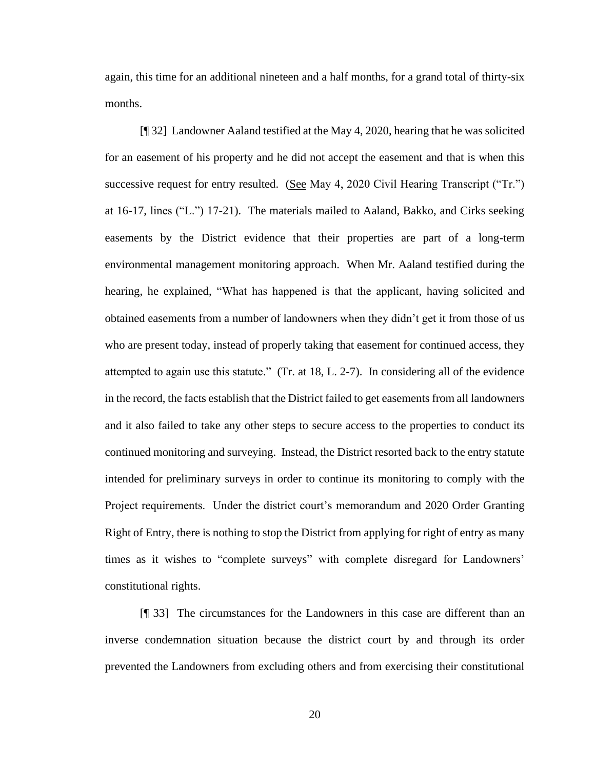again, this time for an additional nineteen and a half months, for a grand total of thirty-six months.

[¶ 32] Landowner Aaland testified at the May 4, 2020, hearing that he was solicited for an easement of his property and he did not accept the easement and that is when this successive request for entry resulted. (See May 4, 2020 Civil Hearing Transcript ("Tr.") at 16-17, lines ("L.") 17-21). The materials mailed to Aaland, Bakko, and Cirks seeking easements by the District evidence that their properties are part of a long-term environmental management monitoring approach. When Mr. Aaland testified during the hearing, he explained, "What has happened is that the applicant, having solicited and obtained easements from a number of landowners when they didn't get it from those of us who are present today, instead of properly taking that easement for continued access, they attempted to again use this statute." (Tr. at 18, L. 2-7). In considering all of the evidence in the record, the facts establish that the District failed to get easements from all landowners and it also failed to take any other steps to secure access to the properties to conduct its continued monitoring and surveying. Instead, the District resorted back to the entry statute intended for preliminary surveys in order to continue its monitoring to comply with the Project requirements. Under the district court's memorandum and 2020 Order Granting Right of Entry, there is nothing to stop the District from applying for right of entry as many times as it wishes to "complete surveys" with complete disregard for Landowners' constitutional rights.

[¶ 33] The circumstances for the Landowners in this case are different than an inverse condemnation situation because the district court by and through its order prevented the Landowners from excluding others and from exercising their constitutional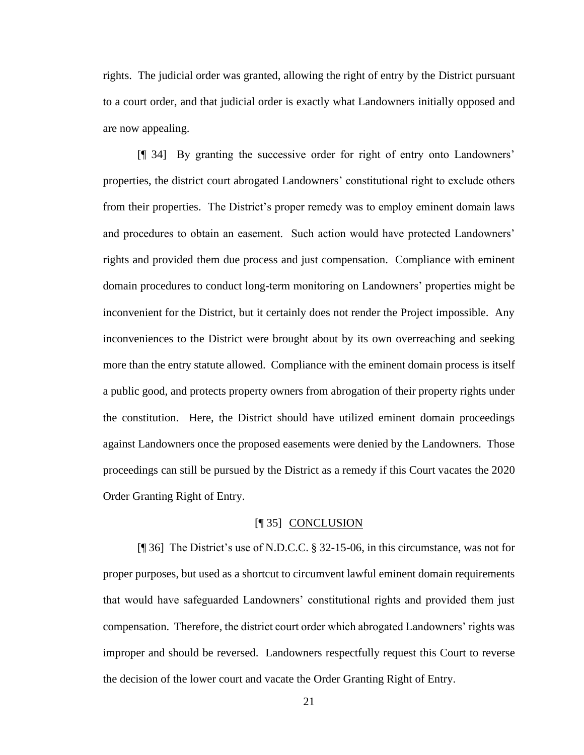rights. The judicial order was granted, allowing the right of entry by the District pursuant to a court order, and that judicial order is exactly what Landowners initially opposed and are now appealing.

[¶ 34] By granting the successive order for right of entry onto Landowners' properties, the district court abrogated Landowners' constitutional right to exclude others from their properties. The District's proper remedy was to employ eminent domain laws and procedures to obtain an easement. Such action would have protected Landowners' rights and provided them due process and just compensation. Compliance with eminent domain procedures to conduct long-term monitoring on Landowners' properties might be inconvenient for the District, but it certainly does not render the Project impossible. Any inconveniences to the District were brought about by its own overreaching and seeking more than the entry statute allowed. Compliance with the eminent domain process is itself a public good, and protects property owners from abrogation of their property rights under the constitution. Here, the District should have utilized eminent domain proceedings against Landowners once the proposed easements were denied by the Landowners. Those proceedings can still be pursued by the District as a remedy if this Court vacates the 2020 Order Granting Right of Entry.

## [¶ 35] CONCLUSION

[¶ 36] The District's use of N.D.C.C. § 32-15-06, in this circumstance, was not for proper purposes, but used as a shortcut to circumvent lawful eminent domain requirements that would have safeguarded Landowners' constitutional rights and provided them just compensation. Therefore, the district court order which abrogated Landowners' rights was improper and should be reversed. Landowners respectfully request this Court to reverse the decision of the lower court and vacate the Order Granting Right of Entry.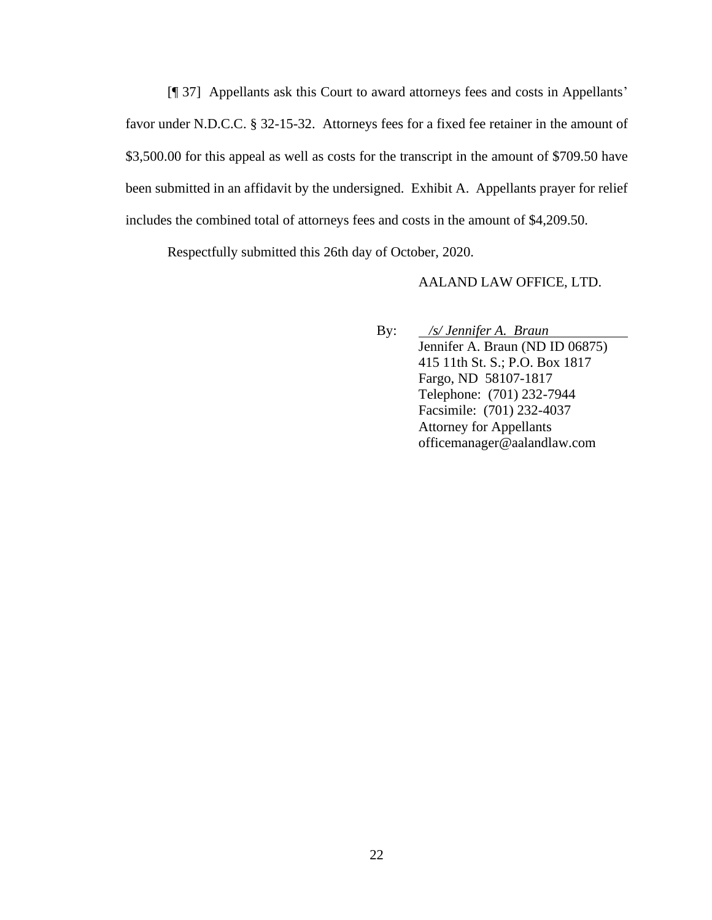[¶ 37] Appellants ask this Court to award attorneys fees and costs in Appellants' favor under N.D.C.C. § 32-15-32. Attorneys fees for a fixed fee retainer in the amount of $3,500.00 for this appeal as well as costs for the transcript in the amount of $709.50 have been submitted in an affidavit by the undersigned. Exhibit A. Appellants prayer for relief includes the combined total of attorneys fees and costs in the amount of $4,209.50.

Respectfully submitted this 26th day of October, 2020.

AALAND LAW OFFICE, LTD.

By: *s/ Jennifer A. Braun*
Jennifer A. Braun (ND ID 06875)
415 11th St. S.; P.O. Box 1817
Fargo, ND 58107-1817
Telephone: (701) 232-7944
Facsimile: (701) 232-4037
Attorney for Appellants
officemanager@aalandlaw.com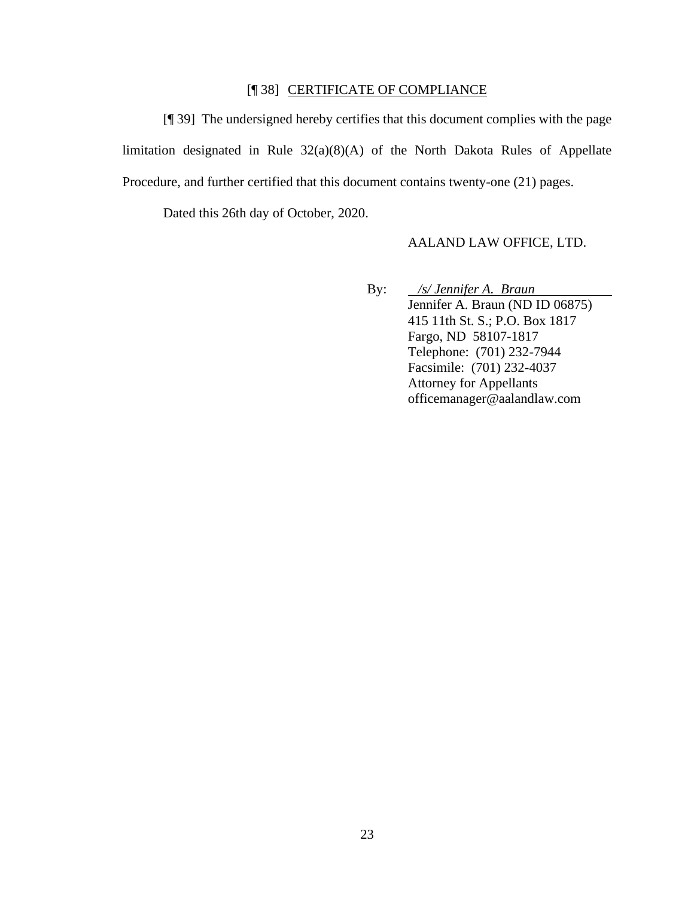[¶ 38] <u>CERTIFICATE OF COMPLIANCE</u>

[¶ 39] The undersigned hereby certifies that this document complies with the page limitation designated in Rule 32(a)(8)(A) of the North Dakota Rules of Appellate Procedure, and further certified that this document contains twenty-one (21) pages.

Dated this 26th day of October, 2020.

AALAND LAW OFFICE, LTD.

By: *\_/s/ Jennifer A. Braun\_*
Jennifer A. Braun (ND ID 06875)
415 11th St. S.; P.O. Box 1817
Fargo, ND 58107-1817
Telephone: (701) 232-7944
Facsimile: (701) 232-4037
Attorney for Appellants
officemanager@aalandlaw.com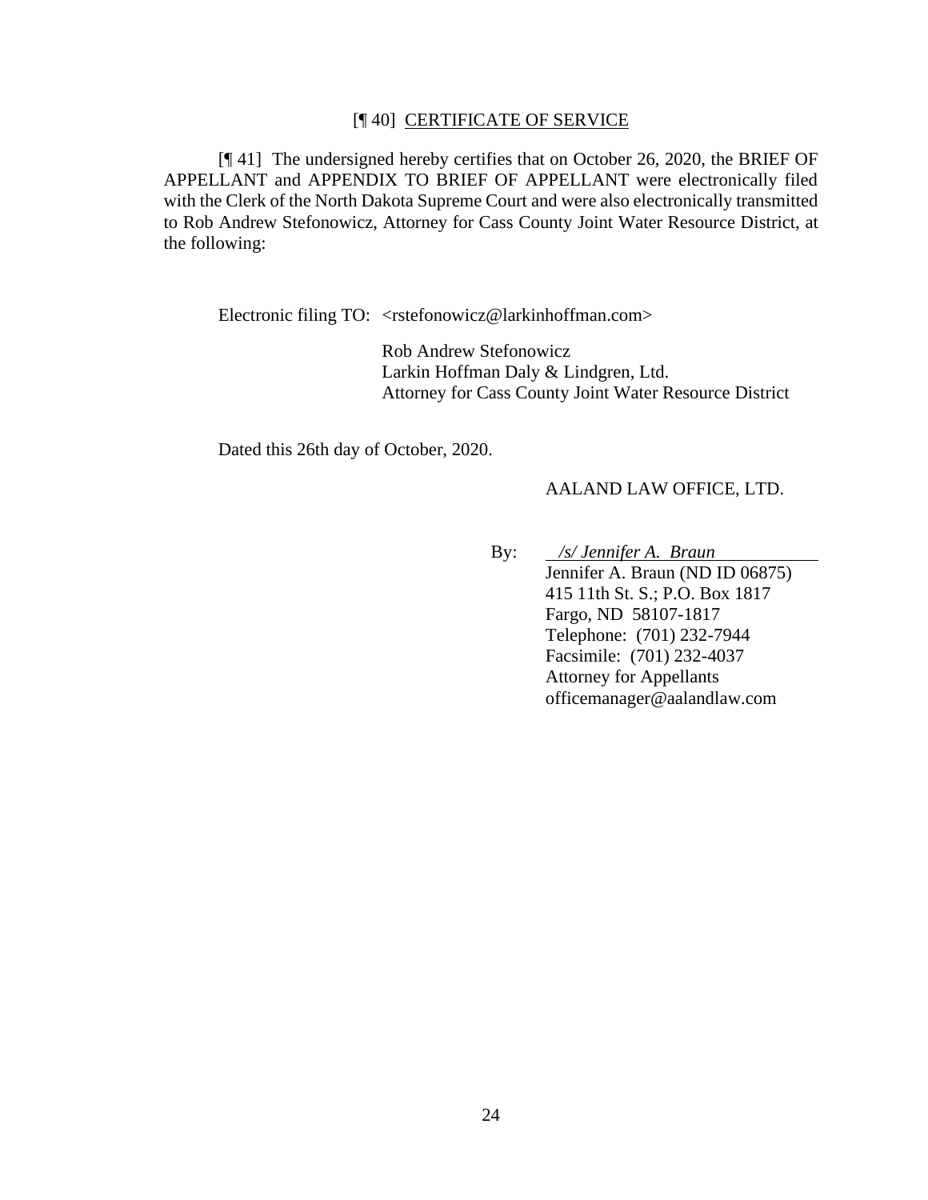[¶ 40] CERTIFICATE OF SERVICE

[¶ 41] The undersigned hereby certifies that on October 26, 2020, the BRIEF OF APPELLANT and APPENDIX TO BRIEF OF APPELLANT were electronically filed with the Clerk of the North Dakota Supreme Court and were also electronically transmitted to Rob Andrew Stefonowicz, Attorney for Cass County Joint Water Resource District, at the following:

Electronic filing TO: <rstefonowicz@larkinhoffman.com>

Rob Andrew Stefonowicz
Larkin Hoffman Daly & Lindgren, Ltd.
Attorney for Cass County Joint Water Resource District

Dated this 26th day of October, 2020.

AALAND LAW OFFICE, LTD.

By: *_/s/ Jennifer A. Braun_*
Jennifer A. Braun (ND ID 06875)
415 11th St. S.; P.O. Box 1817
Fargo, ND 58107-1817
Telephone: (701) 232-7944
Facsimile: (701) 232-4037
Attorney for Appellants
officemanager@aalandlaw.com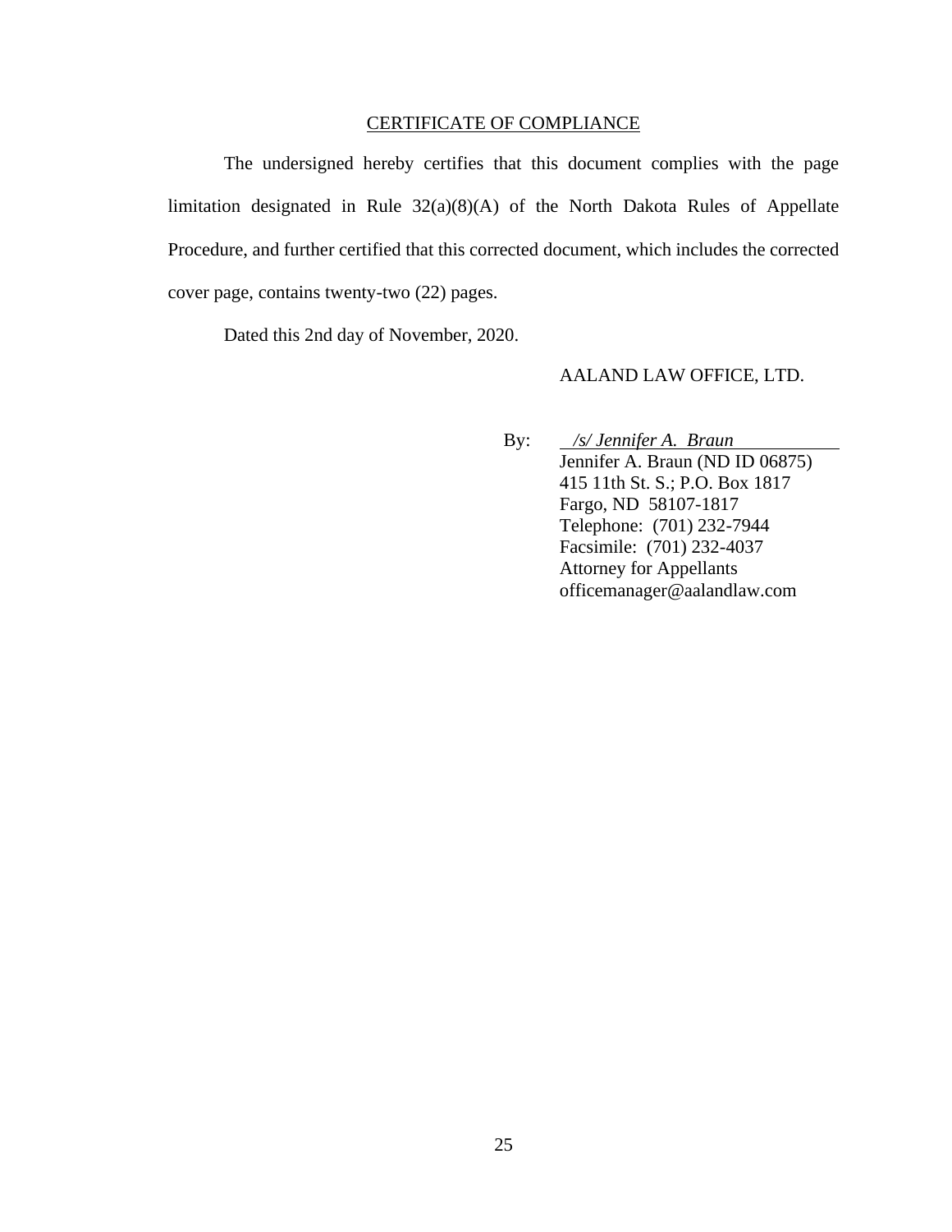## CERTIFICATE OF COMPLIANCE

The undersigned hereby certifies that this document complies with the page limitation designated in Rule 32(a)(8)(A) of the North Dakota Rules of Appellate Procedure, and further certified that this corrected document, which includes the corrected cover page, contains twenty-two (22) pages.

Dated this 2nd day of November, 2020.

AALAND LAW OFFICE, LTD.

By: *\/s/ Jennifer A. Braun*
Jennifer A. Braun (ND ID 06875)
415 11th St. S.; P.O. Box 1817
Fargo, ND 58107-1817
Telephone: (701) 232-7944
Facsimile: (701) 232-4037
Attorney for Appellants
officemanager@aalandlaw.com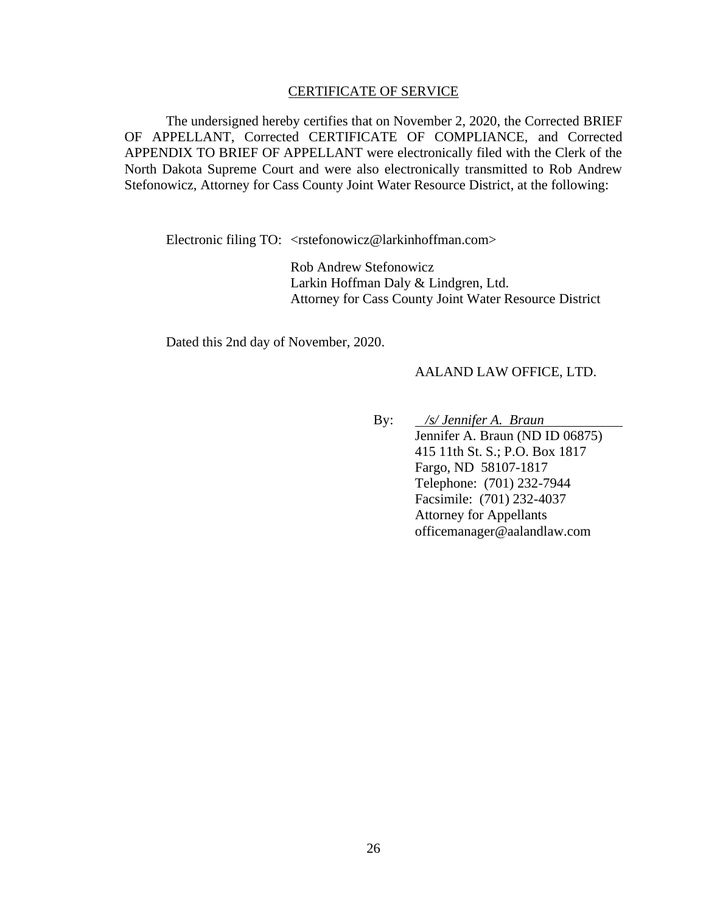## CERTIFICATE OF SERVICE

The undersigned hereby certifies that on November 2, 2020, the Corrected BRIEF OF APPELLANT, Corrected CERTIFICATE OF COMPLIANCE, and Corrected APPENDIX TO BRIEF OF APPELLANT were electronically filed with the Clerk of the North Dakota Supreme Court and were also electronically transmitted to Rob Andrew Stefonowicz, Attorney for Cass County Joint Water Resource District, at the following:

Electronic filing TO: <rstefonowicz@larkinhoffman.com>

Rob Andrew Stefonowicz
Larkin Hoffman Daly & Lindgren, Ltd.
Attorney for Cass County Joint Water Resource District

Dated this 2nd day of November, 2020.

AALAND LAW OFFICE, LTD.

By: */s/ Jennifer A. Braun*
Jennifer A. Braun (ND ID 06875)
415 11th St. S.; P.O. Box 1817
Fargo, ND 58107-1817
Telephone: (701) 232-7944
Facsimile: (701) 232-4037
Attorney for Appellants
officemanager@aalandlaw.com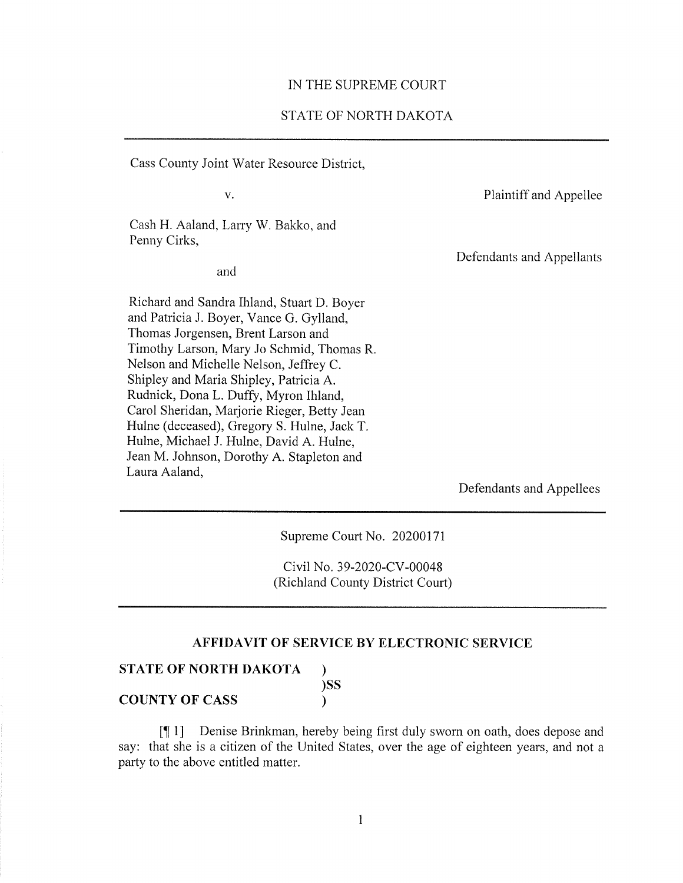IN THE SUPREME COURT

STATE OF NORTH DAKOTA

---

Cass County Joint Water Resource District,

Plaintiff and Appellee

v.

Cash H. Aaland, Larry W. Bakko, and Penny Cirks,

Defendants and Appellants

and

Richard and Sandra Ihland, Stuart D. Boyer and Patricia J. Boyer, Vance G. Gylland, Thomas Jorgensen, Brent Larson and Timothy Larson, Mary Jo Schmid, Thomas R. Nelson and Michelle Nelson, Jeffrey C. Shipley and Maria Shipley, Patricia A. Rudnick, Dona L. Duffy, Myron Ihland, Carol Sheridan, Marjorie Rieger, Betty Jean Hulne (deceased), Gregory S. Hulne, Jack T. Hulne, Michael J. Hulne, David A. Hulne, Jean M. Johnson, Dorothy A. Stapleton and Laura Aaland,

Defendants and Appellees

---

Supreme Court No. 20200171

Civil No. 39-2020-CV-00048
(Richland County District Court)

---

## AFFIDAVIT OF SERVICE BY ELECTRONIC SERVICE

**STATE OF NORTH DAKOTA** )
)SS
**COUNTY OF CASS** )

[¶ 1] Denise Brinkman, hereby being first duly sworn on oath, does depose and say: that she is a citizen of the United States, over the age of eighteen years, and not a party to the above entitled matter.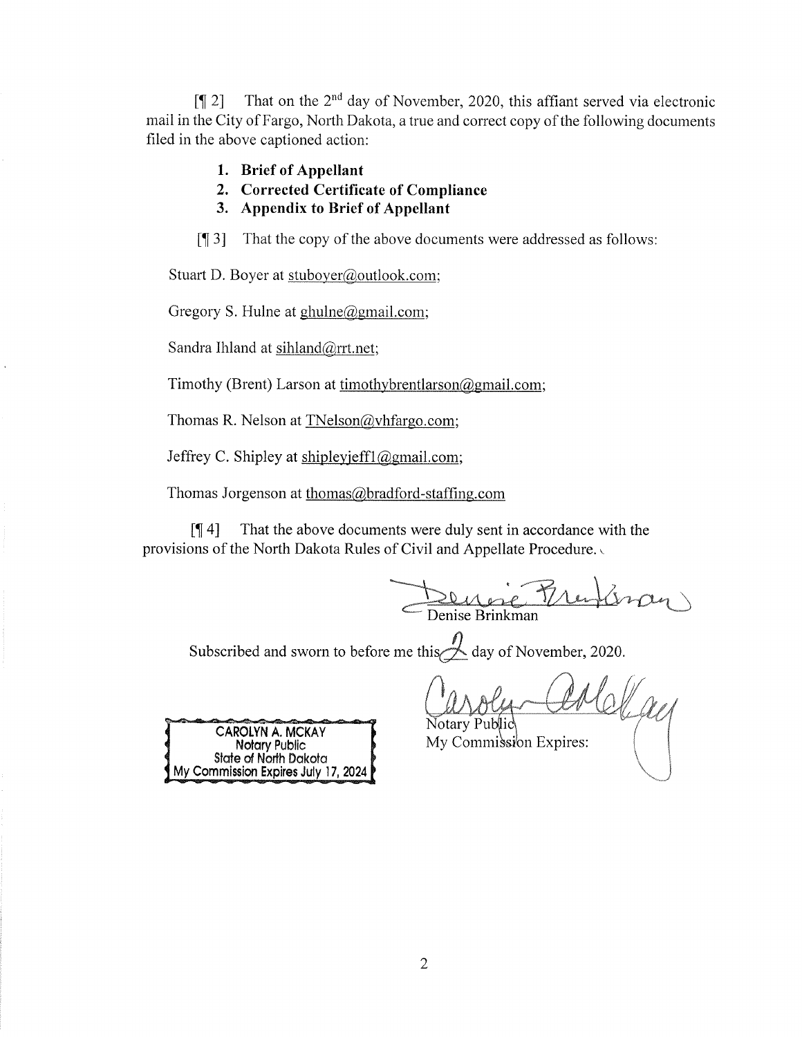[¶ 2] That on the 2nd day of November, 2020, this affiant served via electronic mail in the City of Fargo, North Dakota, a true and correct copy of the following documents filed in the above captioned action:

1. **Brief of Appellant**
2. **Corrected Certificate of Compliance**
3. **Appendix to Brief of Appellant**

[¶ 3] That the copy of the above documents were addressed as follows:

Stuart D. Boyer at stuboyer@outlook.com;

Gregory S. Hulne at ghulne@gmail.com;

Sandra Ihland at sihland@rrt.net;

Timothy (Brent) Larson at timothybrentlarson@gmail.com;

Thomas R. Nelson at TNelson@vhfargo.com;

Jeffrey C. Shipley at shipleyjeff1@gmail.com;

Thomas Jorgenson at thomas@bradford-staffing.com

[¶ 4] That the above documents were duly sent in accordance with the provisions of the North Dakota Rules of Civil and Appellate Procedure.

Denise Brinkman

Subscribed and sworn to before me this 2 day of November, 2020.

Notary Public
My Commission Expires:

CAROLYN A. MCKAY
Notary Public
State of North Dakota
My Commission Expires July 17, 2024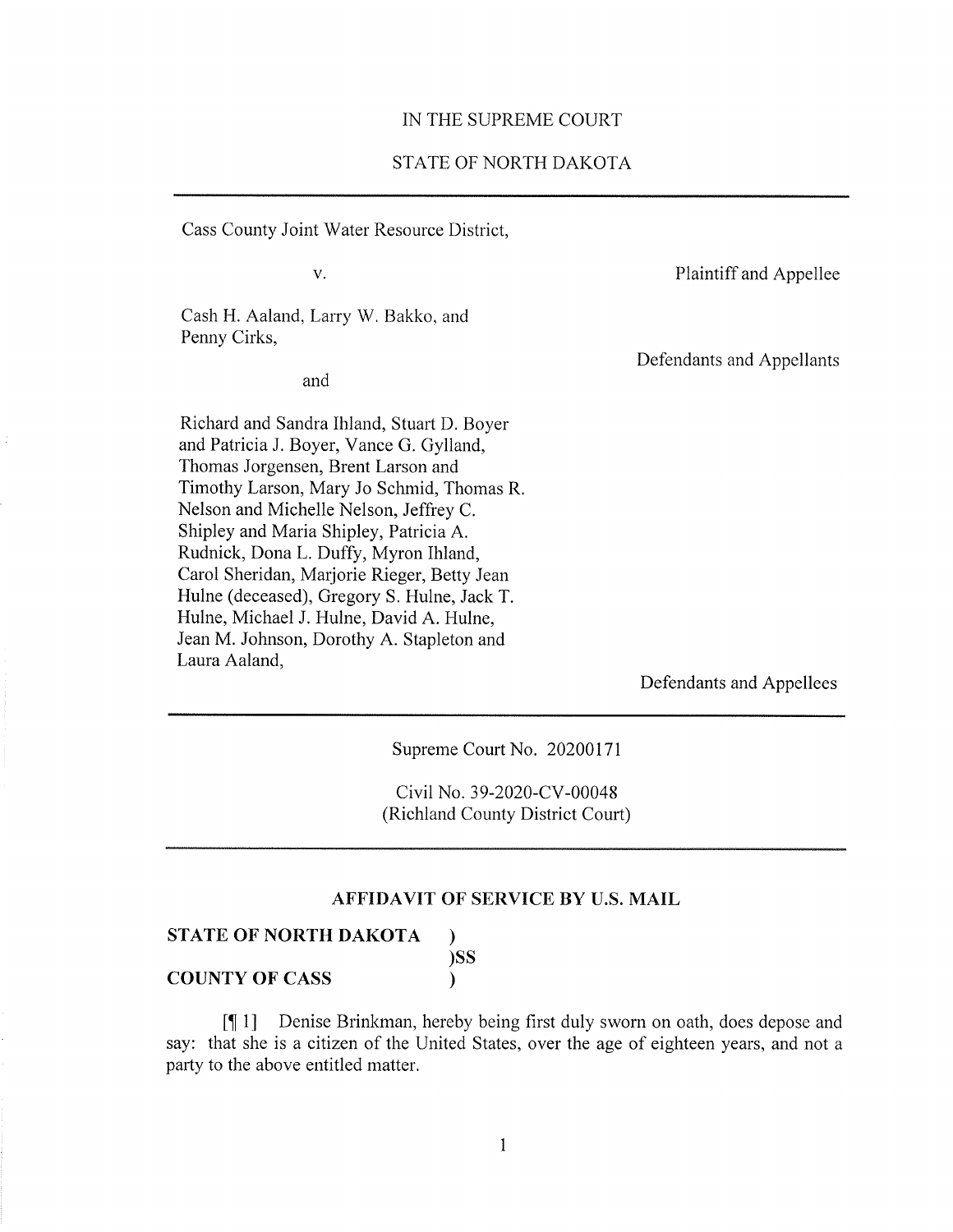IN THE SUPREME COURT

STATE OF NORTH DAKOTA

---

Cass County Joint Water Resource District,

Plaintiff and Appellee

v.

Cash H. Aaland, Larry W. Bakko, and Penny Cirks,

Defendants and Appellants

and

Richard and Sandra Ihland, Stuart D. Boyer and Patricia J. Boyer, Vance G. Gylland, Thomas Jorgensen, Brent Larson and Timothy Larson, Mary Jo Schmid, Thomas R. Nelson and Michelle Nelson, Jeffrey C. Shipley and Maria Shipley, Patricia A. Rudnick, Dona L. Duffy, Myron Ihland, Carol Sheridan, Marjorie Rieger, Betty Jean Hulne (deceased), Gregory S. Hulne, Jack T. Hulne, Michael J. Hulne, David A. Hulne, Jean M. Johnson, Dorothy A. Stapleton and Laura Aaland,

Defendants and Appellees

---

Supreme Court No. 20200171

Civil No. 39-2020-CV-00048
(Richland County District Court)

---

## AFFIDAVIT OF SERVICE BY U.S. MAIL

**STATE OF NORTH DAKOTA** )
)SS
**COUNTY OF CASS** )

[¶ 1] Denise Brinkman, hereby being first duly sworn on oath, does depose and say: that she is a citizen of the United States, over the age of eighteen years, and not a party to the above entitled matter.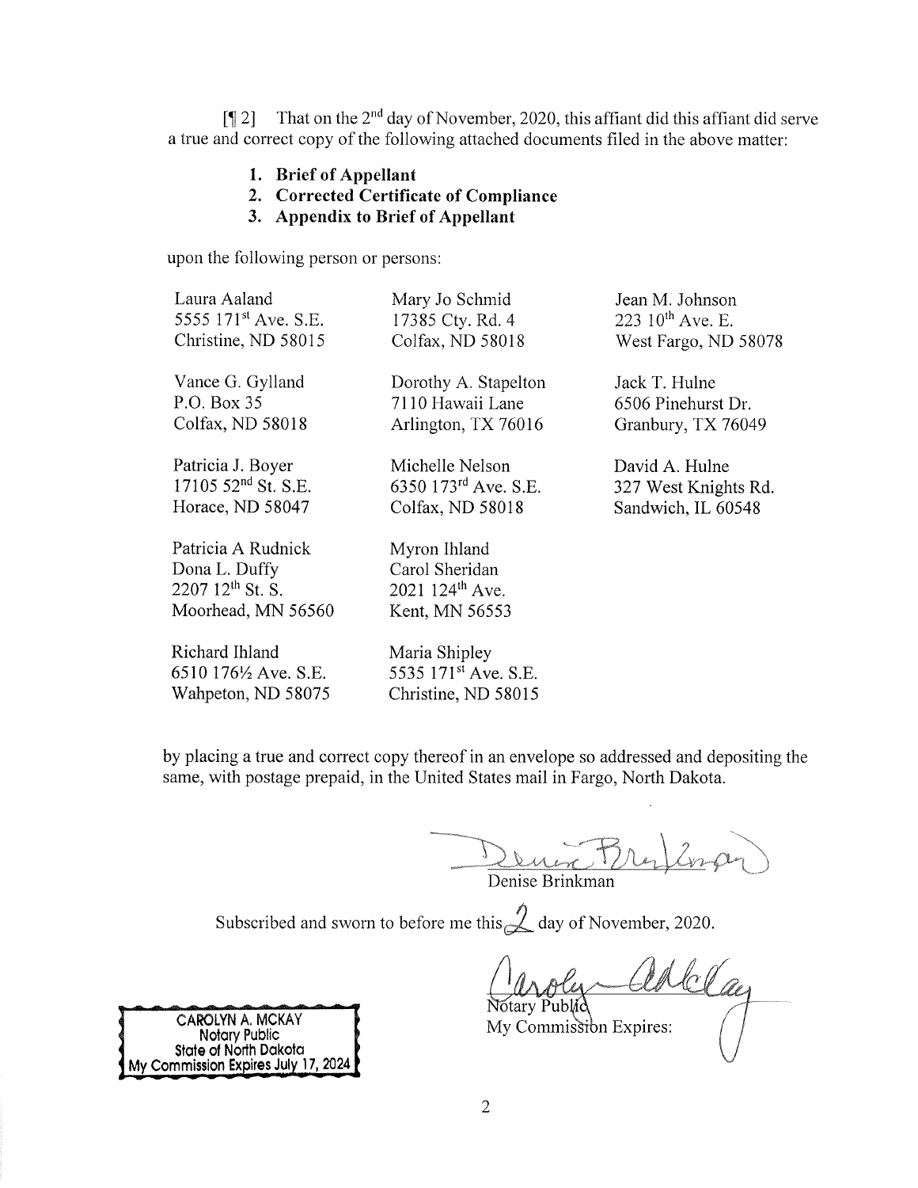[¶ 2] That on the 2nd day of November, 2020, this affiant did this affiant did serve a true and correct copy of the following attached documents filed in the above matter:

1. **Brief of Appellant**
2. **Corrected Certificate of Compliance**
3. **Appendix to Brief of Appellant**

upon the following person or persons:

Laura Aaland
5555 171st Ave. S.E.
Christine, ND 58015

Mary Jo Schmid
17385 Cty. Rd. 4
Colfax, ND 58018

Jean M. Johnson
223 10th Ave. E.
West Fargo, ND 58078

Vance G. Gylland
P.O. Box 35
Colfax, ND 58018

Dorothy A. Stapelton
7110 Hawaii Lane
Arlington, TX 76016

Jack T. Hulne
6506 Pinehurst Dr.
Granbury, TX 76049

Patricia J. Boyer
17105 52nd St. S.E.
Horace, ND 58047

Michelle Nelson
6350 173rd Ave. S.E.
Colfax, ND 58018

David A. Hulne
327 West Knights Rd.
Sandwich, IL 60548

Patricia A Rudnick
Dona L. Duffy
2207 12th St. S.
Moorhead, MN 56560

Myron Ihland
Carol Sheridan
2021 124th Ave.
Kent, MN 56553

Richard Ihland
6510 176½ Ave. S.E.
Wahpeton, ND 58075

Maria Shipley
5535 171st Ave. S.E.
Christine, ND 58015

by placing a true and correct copy thereof in an envelope so addressed and depositing the same, with postage prepaid, in the United States mail in Fargo, North Dakota.

Denise Brinkman

Subscribed and sworn to before me this 2 day of November, 2020.

Notary Public
My Commission Expires:

CAROLYN A. MCKAY
Notary Public
State of North Dakota
My Commission Expires July 17, 2024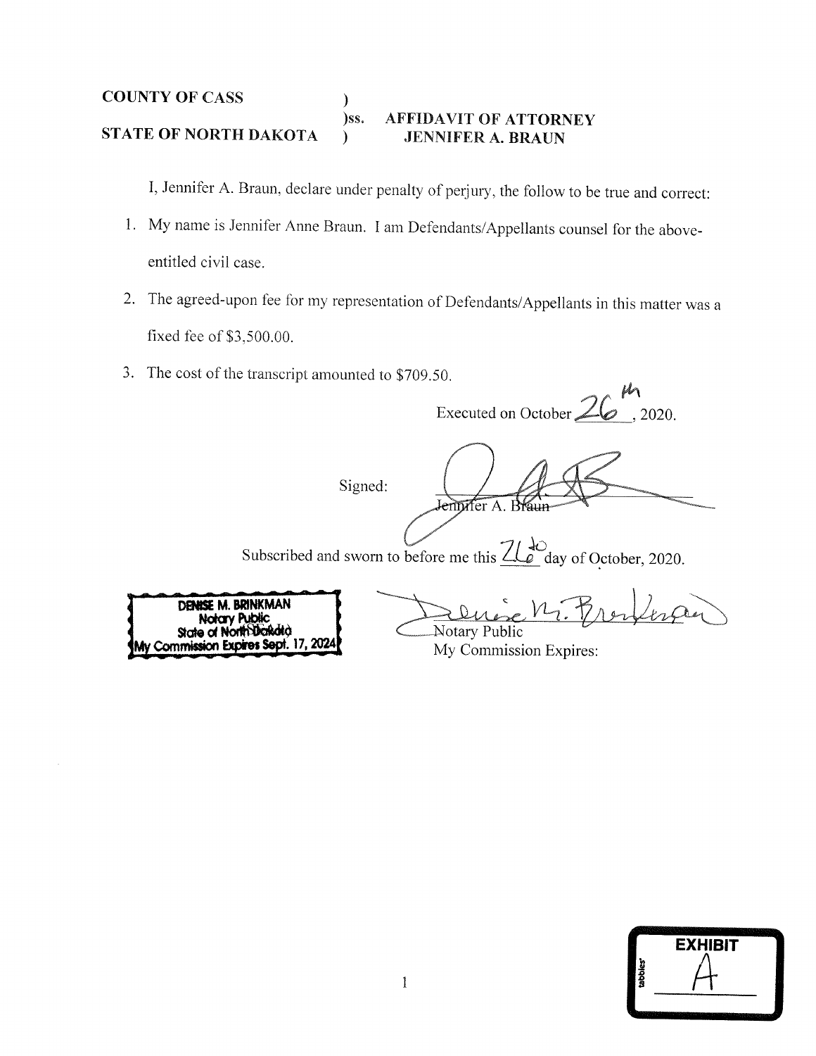**COUNTY OF CASS** )
)ss. **AFFIDAVIT OF ATTORNEY**
**STATE OF NORTH DAKOTA** ) **JENNIFER A. BRAUN**

I, Jennifer A. Braun, declare under penalty of perjury, the follow to be true and correct:

1. My name is Jennifer Anne Braun. I am Defendants/Appellants counsel for the above-entitled civil case.
2. The agreed-upon fee for my representation of Defendants/Appellants in this matter was a fixed fee of $3,500.00.
3. The cost of the transcript amounted to $709.50.

Executed on October 26th, 2020.

Signed: ______________________
Jennifer A. Braun

Subscribed and sworn to before me this 26th day of October, 2020.

DENISE M. BRINKMAN
Notary Public
State of North Dakota
My Commission Expires Sept. 17, 2024

______________________
Notary Public
My Commission Expires:

EXHIBIT
A